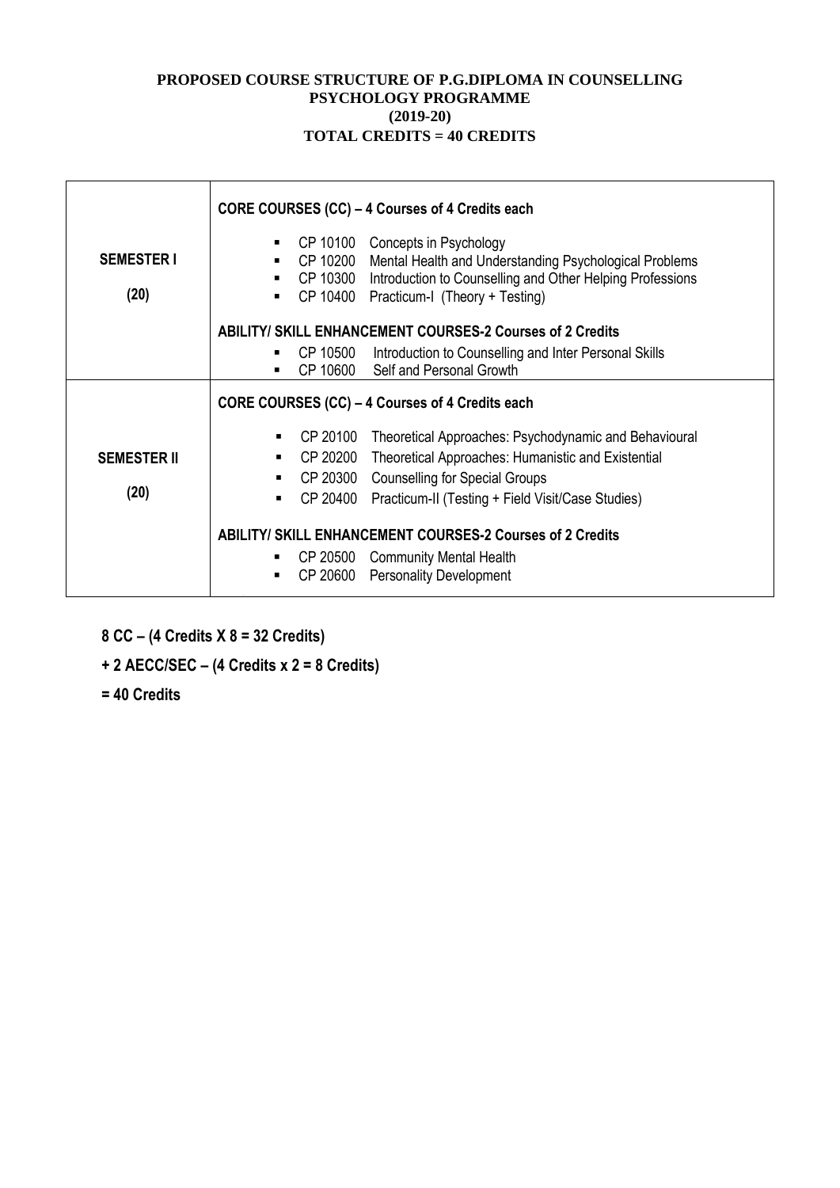# PROPOSED COURSE STRUCTURE OF P.G.DIPLOMA IN COUNSELLING PSYCHOLOGY PROGRAMME
## (2019-20)
## TOTAL CREDITS = 40 CREDITS

| | |
|---|---|
| **SEMESTER I**<br><br>**(20)** | **CORE COURSES (CC) – 4 Courses of 4 Credits each**<br>▪ CP 10100 Concepts in Psychology<br>▪ CP 10200 Mental Health and Understanding Psychological Problems<br>▪ CP 10300 Introduction to Counselling and Other Helping Professions<br>▪ CP 10400 Practicum-I (Theory + Testing)<br><br>**ABILITY/ SKILL ENHANCEMENT COURSES-2 Courses of 2 Credits**<br>▪ CP 10500 Introduction to Counselling and Inter Personal Skills<br>▪ CP 10600 Self and Personal Growth |
| **SEMESTER II**<br><br>**(20)** | **CORE COURSES (CC) – 4 Courses of 4 Credits each**<br>▪ CP 20100 Theoretical Approaches: Psychodynamic and Behavioural<br>▪ CP 20200 Theoretical Approaches: Humanistic and Existential<br>▪ CP 20300 Counselling for Special Groups<br>▪ CP 20400 Practicum-II (Testing + Field Visit/Case Studies)<br><br>**ABILITY/ SKILL ENHANCEMENT COURSES-2 Courses of 2 Credits**<br>▪ CP 20500 Community Mental Health<br>▪ CP 20600 Personality Development |

**8 CC – (4 Credits X 8 = 32 Credits)**

**+ 2 AECC/SEC – (4 Credits x 2 = 8 Credits)**

**= 40 Credits**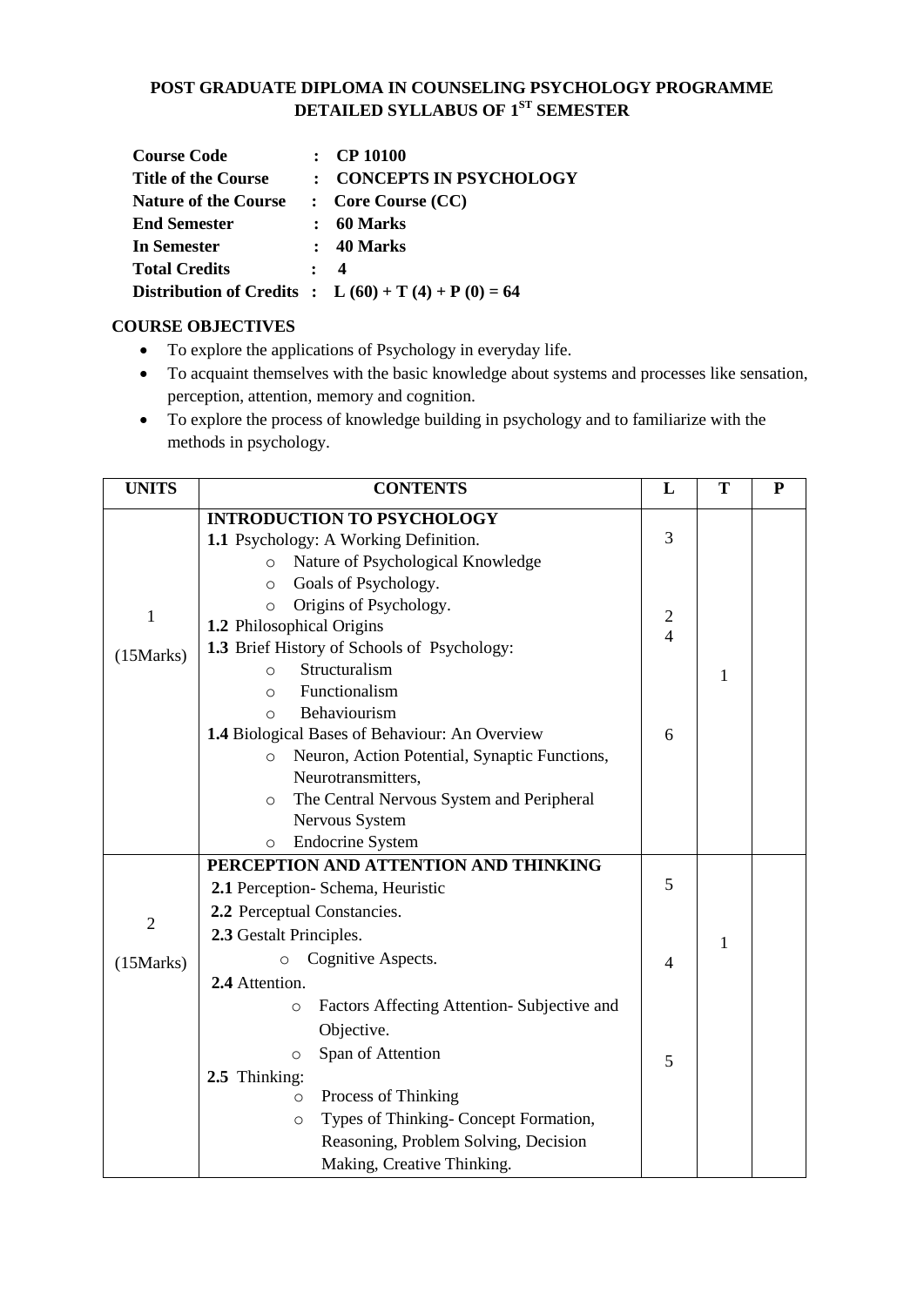**POST GRADUATE DIPLOMA IN COUNSELING PSYCHOLOGY PROGRAMME**
**DETAILED SYLLABUS OF 1[ST] SEMESTER**

| | | |
|---|---|---|
| **Course Code** | : | **CP 10100** |
| **Title of the Course** | : | **CONCEPTS IN PSYCHOLOGY** |
| **Nature of the Course** | : | **Core Course (CC)** |
| **End Semester** | : | **60 Marks** |
| **In Semester** | : | **40 Marks** |
| **Total Credits** | : | **4** |
| **Distribution of Credits** | : | **L (60) + T (4) + P (0) = 64** |

**COURSE OBJECTIVES**

- To explore the applications of Psychology in everyday life.
- To acquaint themselves with the basic knowledge about systems and processes like sensation, perception, attention, memory and cognition.
- To explore the process of knowledge building in psychology and to familiarize with the methods in psychology.

| UNITS | CONTENTS | L | T | P |
|---|---|---|---|---|
| 1<br><br>(15Marks) | **INTRODUCTION TO PSYCHOLOGY**<br>**1.1** Psychology: A Working Definition.<br>○ Nature of Psychological Knowledge<br>○ Goals of Psychology.<br>○ Origins of Psychology.<br>**1.2** Philosophical Origins<br>**1.3** Brief History of Schools of Psychology:<br>○ Structuralism<br>○ Functionalism<br>○ Behaviourism<br>**1.4** Biological Bases of Behaviour: An Overview<br>○ Neuron, Action Potential, Synaptic Functions, Neurotransmitters,<br>○ The Central Nervous System and Peripheral Nervous System<br>○ Endocrine System | 3<br><br>2<br>4<br><br>6 | 1 | |
| 2<br><br>(15Marks) | **PERCEPTION AND ATTENTION AND THINKING**<br>**2.1** Perception- Schema, Heuristic<br>**2.2** Perceptual Constancies.<br>**2.3** Gestalt Principles.<br>○ Cognitive Aspects.<br>**2.4** Attention.<br>○ Factors Affecting Attention- Subjective and Objective.<br>○ Span of Attention<br>**2.5** Thinking:<br>○ Process of Thinking<br>○ Types of Thinking- Concept Formation, Reasoning, Problem Solving, Decision Making, Creative Thinking. | 5<br><br>4<br><br>5 | 1 | |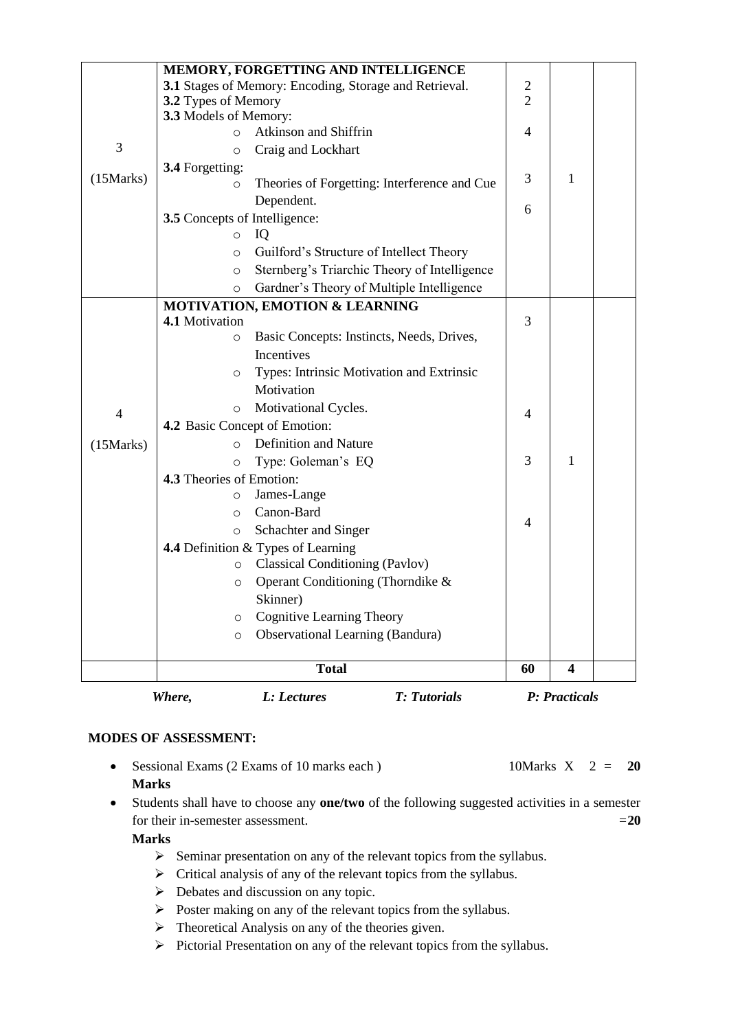| | | | | |
|---|---|---|---|---|
| 3<br><br>(15Marks) | **MEMORY, FORGETTING AND INTELLIGENCE**<br>**3.1** Stages of Memory: Encoding, Storage and Retrieval.<br>**3.2** Types of Memory<br>**3.3** Models of Memory:<br>○ Atkinson and Shiffrin<br>○ Craig and Lockhart<br>**3.4** Forgetting:<br>○ Theories of Forgetting: Interference and Cue Dependent.<br>**3.5** Concepts of Intelligence:<br>○ IQ<br>○ Guilford's Structure of Intellect Theory<br>○ Sternberg's Triarchic Theory of Intelligence<br>○ Gardner's Theory of Multiple Intelligence | 2<br>2<br><br>4<br><br><br>3<br><br>6 | <br><br><br><br><br><br>1 | |
| 4<br><br>(15Marks) | **MOTIVATION, EMOTION & LEARNING**<br>**4.1** Motivation<br>○ Basic Concepts: Instincts, Needs, Drives, Incentives<br>○ Types: Intrinsic Motivation and Extrinsic Motivation<br>○ Motivational Cycles.<br>**4.2** Basic Concept of Emotion:<br>○ Definition and Nature<br>○ Type: Goleman's EQ<br>**4.3** Theories of Emotion:<br>○ James-Lange<br>○ Canon-Bard<br>○ Schachter and Singer<br>**4.4** Definition & Types of Learning<br>○ Classical Conditioning (Pavlov)<br>○ Operant Conditioning (Thorndike & Skinner)<br>○ Cognitive Learning Theory<br>○ Observational Learning (Bandura) | 3<br><br><br><br><br>4<br><br>3<br><br><br>4 | <br><br><br><br><br><br><br>1 | |
| | **Total** | **60** | **4** | |

*Where, L: Lectures T: Tutorials P: Practicals*

**MODES OF ASSESSMENT:**

- Sessional Exams (2 Exams of 10 marks each ) 10Marks X 2 = **20 Marks**
- Students shall have to choose any **one/two** of the following suggested activities in a semester for their in-semester assessment. =**20 Marks**
  - ➢ Seminar presentation on any of the relevant topics from the syllabus.
  - ➢ Critical analysis of any of the relevant topics from the syllabus.
  - ➢ Debates and discussion on any topic.
  - ➢ Poster making on any of the relevant topics from the syllabus.
  - ➢ Theoretical Analysis on any of the theories given.
  - ➢ Pictorial Presentation on any of the relevant topics from the syllabus.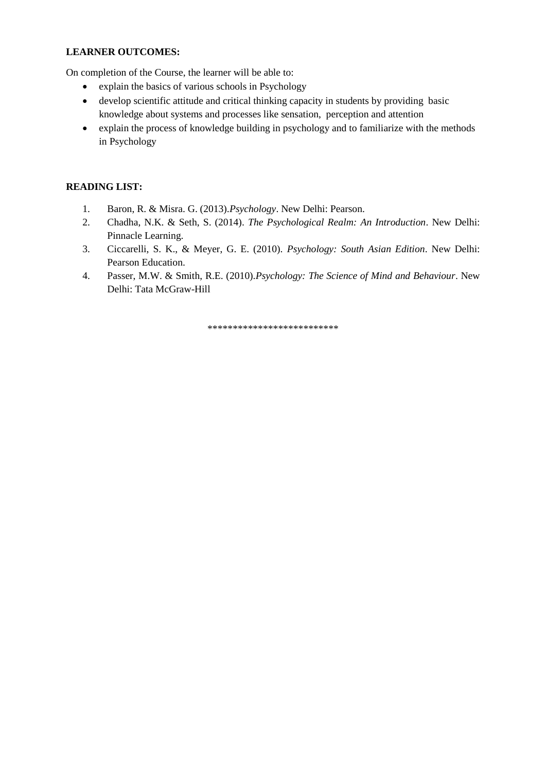**LEARNER OUTCOMES:**

On completion of the Course, the learner will be able to:

- explain the basics of various schools in Psychology
- develop scientific attitude and critical thinking capacity in students by providing basic knowledge about systems and processes like sensation, perception and attention
- explain the process of knowledge building in psychology and to familiarize with the methods in Psychology

**READING LIST:**

1. Baron, R. & Misra. G. (2013).*Psychology*. New Delhi: Pearson.
2. Chadha, N.K. & Seth, S. (2014). *The Psychological Realm: An Introduction*. New Delhi: Pinnacle Learning.
3. Ciccarelli, S. K., & Meyer, G. E. (2010). *Psychology: South Asian Edition*. New Delhi: Pearson Education.
4. Passer, M.W. & Smith, R.E. (2010).*Psychology: The Science of Mind and Behaviour*. New Delhi: Tata McGraw-Hill

**************************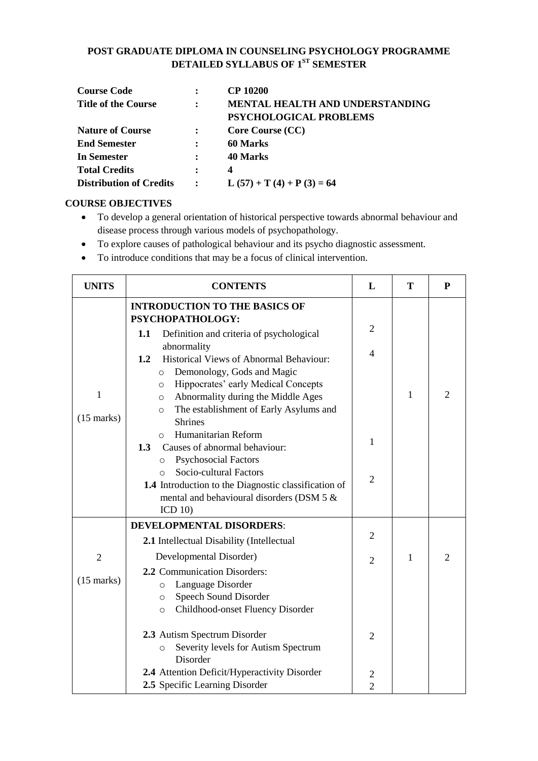## POST GRADUATE DIPLOMA IN COUNSELING PSYCHOLOGY PROGRAMME
## DETAILED SYLLABUS OF 1ST SEMESTER

| | | |
|---|---|---|
| **Course Code** | **:** | **CP 10200** |
| **Title of the Course** | **:** | **MENTAL HEALTH AND UNDERSTANDING PSYCHOLOGICAL PROBLEMS** |
| **Nature of Course** | **:** | **Core Course (CC)** |
| **End Semester** | **:** | **60 Marks** |
| **In Semester** | **:** | **40 Marks** |
| **Total Credits** | **:** | **4** |
| **Distribution of Credits** | **:** | **L (57) + T (4) + P (3) = 64** |

**COURSE OBJECTIVES**

- To develop a general orientation of historical perspective towards abnormal behaviour and disease process through various models of psychopathology.
- To explore causes of pathological behaviour and its psycho diagnostic assessment.
- To introduce conditions that may be a focus of clinical intervention.

| UNITS | CONTENTS | L | T | P |
|---|---|---|---|---|
| 1<br>(15 marks) | **INTRODUCTION TO THE BASICS OF PSYCHOPATHOLOGY:**<br>**1.1** Definition and criteria of psychological abnormality<br>**1.2** Historical Views of Abnormal Behaviour:<br>○ Demonology, Gods and Magic<br>○ Hippocrates' early Medical Concepts<br>○ Abnormality during the Middle Ages<br>○ The establishment of Early Asylums and Shrines<br>○ Humanitarian Reform<br>**1.3** Causes of abnormal behaviour:<br>○ Psychosocial Factors<br>○ Socio-cultural Factors<br>**1.4** Introduction to the Diagnostic classification of mental and behavioural disorders (DSM 5 & ICD 10) | 2<br>4<br>1<br>2 | 1 | 2 |
| 2<br>(15 marks) | **DEVELOPMENTAL DISORDERS**:<br>**2.1** Intellectual Disability (Intellectual Developmental Disorder)<br>**2.2** Communication Disorders:<br>○ Language Disorder<br>○ Speech Sound Disorder<br>○ Childhood-onset Fluency Disorder<br>**2.3** Autism Spectrum Disorder<br>○ Severity levels for Autism Spectrum Disorder<br>**2.4** Attention Deficit/Hyperactivity Disorder<br>**2.5** Specific Learning Disorder | 2<br>2<br>2<br>2<br>2 | 1 | 2 |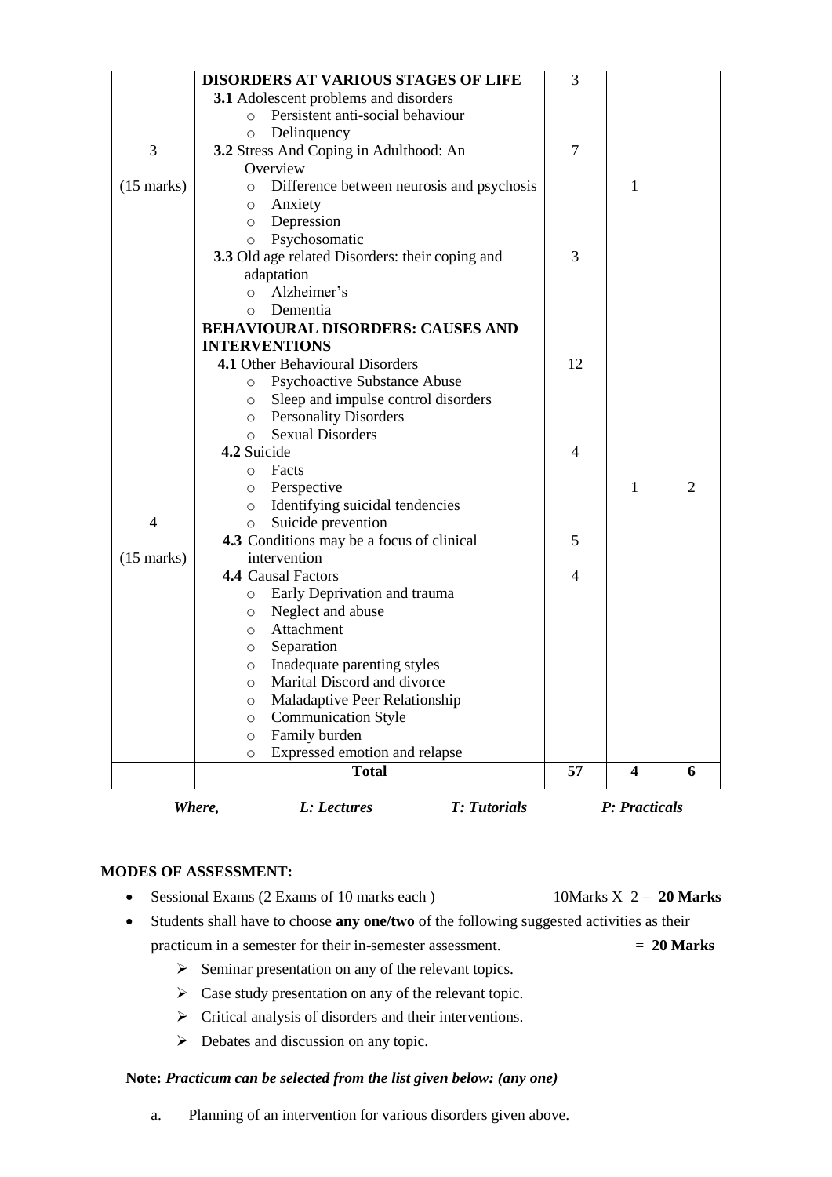| | | | | |
|---|---|---|---|---|
| 3<br><br>(15 marks) | **DISORDERS AT VARIOUS STAGES OF LIFE**<br>**3.1** Adolescent problems and disorders<br>○ Persistent anti-social behaviour<br>○ Delinquency<br>**3.2** Stress And Coping in Adulthood: An Overview<br>○ Difference between neurosis and psychosis<br>○ Anxiety<br>○ Depression<br>○ Psychosomatic<br>**3.3** Old age related Disorders: their coping and adaptation<br>○ Alzheimer's<br>○ Dementia | 3<br><br><br><br>7<br><br><br><br><br><br>3 | 1 | |
| 4<br><br>(15 marks) | **BEHAVIOURAL DISORDERS: CAUSES AND INTERVENTIONS**<br>**4.1** Other Behavioural Disorders<br>○ Psychoactive Substance Abuse<br>○ Sleep and impulse control disorders<br>○ Personality Disorders<br>○ Sexual Disorders<br>**4.2** Suicide<br>○ Facts<br>○ Perspective<br>○ Identifying suicidal tendencies<br>○ Suicide prevention<br>**4.3** Conditions may be a focus of clinical intervention<br>**4.4** Causal Factors<br>○ Early Deprivation and trauma<br>○ Neglect and abuse<br>○ Attachment<br>○ Separation<br>○ Inadequate parenting styles<br>○ Marital Discord and divorce<br>○ Maladaptive Peer Relationship<br>○ Communication Style<br>○ Family burden<br>○ Expressed emotion and relapse | 12<br><br><br><br><br>4<br><br><br><br><br>5<br><br>4 | 1 | 2 |
| | **Total** | **57** | **4** | **6** |

*Where,* *L: Lectures* *T: Tutorials* *P: Practicals*

**MODES OF ASSESSMENT:**

- Sessional Exams (2 Exams of 10 marks each ) 10Marks X 2 = **20 Marks**
- Students shall have to choose **any one/two** of the following suggested activities as their practicum in a semester for their in-semester assessment. = **20 Marks**
  - Seminar presentation on any of the relevant topics.
  - Case study presentation on any of the relevant topic.
  - Critical analysis of disorders and their interventions.
  - Debates and discussion on any topic.

**Note:** ***Practicum can be selected from the list given below: (any one)***

a. Planning of an intervention for various disorders given above.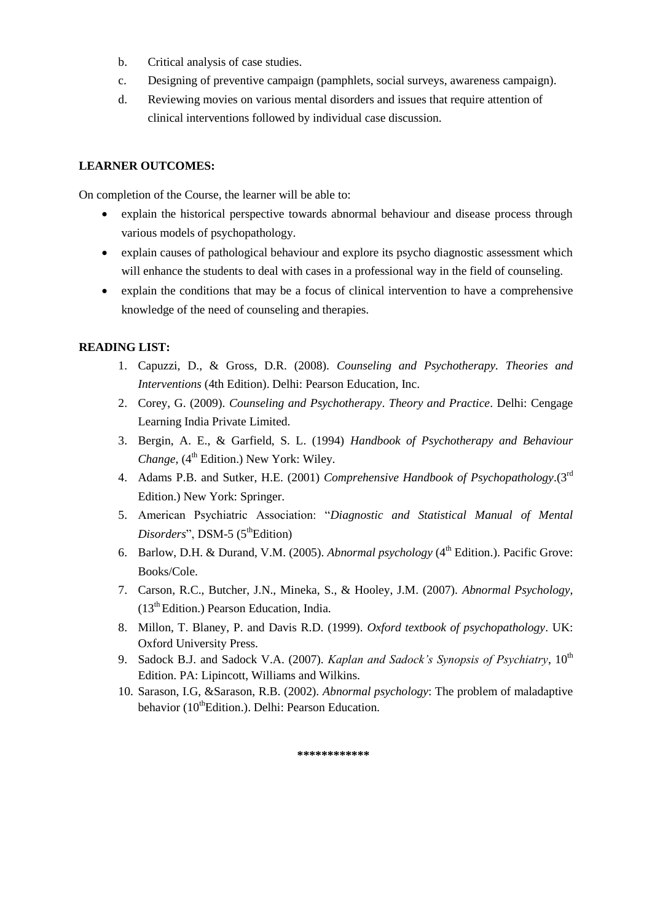b. Critical analysis of case studies.
c. Designing of preventive campaign (pamphlets, social surveys, awareness campaign).
d. Reviewing movies on various mental disorders and issues that require attention of clinical interventions followed by individual case discussion.

**LEARNER OUTCOMES:**

On completion of the Course, the learner will be able to:

- explain the historical perspective towards abnormal behaviour and disease process through various models of psychopathology.
- explain causes of pathological behaviour and explore its psycho diagnostic assessment which will enhance the students to deal with cases in a professional way in the field of counseling.
- explain the conditions that may be a focus of clinical intervention to have a comprehensive knowledge of the need of counseling and therapies.

**READING LIST:**

1. Capuzzi, D., & Gross, D.R. (2008). *Counseling and Psychotherapy. Theories and Interventions* (4th Edition). Delhi: Pearson Education, Inc.
2. Corey, G. (2009). *Counseling and Psychotherapy*. *Theory and Practice*. Delhi: Cengage Learning India Private Limited.
3. Bergin, A. E., & Garfield, S. L. (1994) *Handbook of Psychotherapy and Behaviour Change*, (4th Edition.) New York: Wiley.
4. Adams P.B. and Sutker, H.E. (2001) *Comprehensive Handbook of Psychopathology*.(3rd Edition.) New York: Springer.
5. American Psychiatric Association: "*Diagnostic and Statistical Manual of Mental Disorders*", DSM-5 (5thEdition)
6. Barlow, D.H. & Durand, V.M. (2005). *Abnormal psychology* (4th Edition.). Pacific Grove: Books/Cole.
7. Carson, R.C., Butcher, J.N., Mineka, S., & Hooley, J.M. (2007). *Abnormal Psychology*, (13th Edition.) Pearson Education, India.
8. Millon, T. Blaney, P. and Davis R.D. (1999). *Oxford textbook of psychopathology*. UK: Oxford University Press.
9. Sadock B.J. and Sadock V.A. (2007). *Kaplan and Sadock's Synopsis of Psychiatry*, 10th Edition. PA: Lipincott, Williams and Wilkins.
10. Sarason, I.G, &Sarason, R.B. (2002). *Abnormal psychology*: The problem of maladaptive behavior (10thEdition.). Delhi: Pearson Education.

\************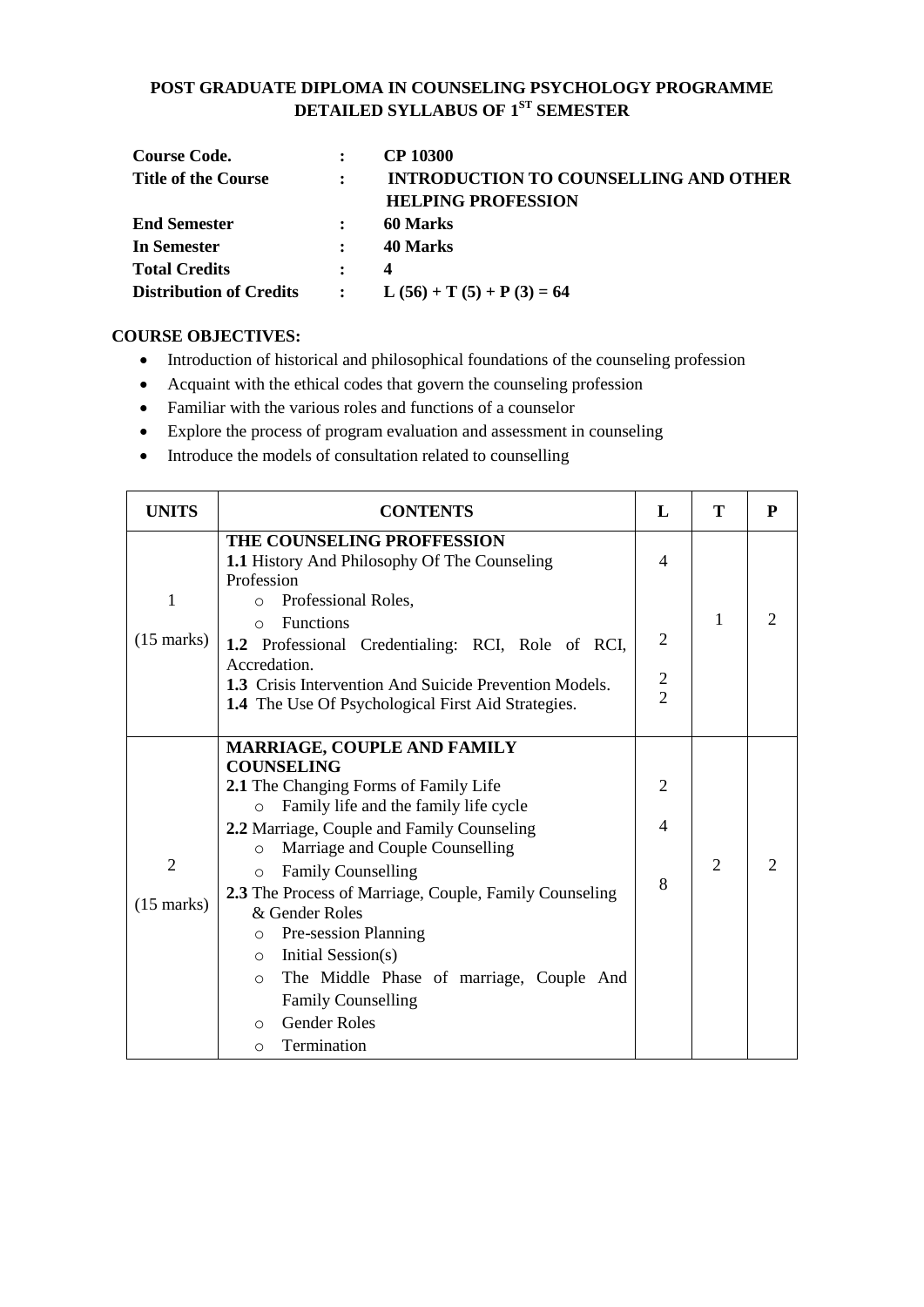**POST GRADUATE DIPLOMA IN COUNSELING PSYCHOLOGY PROGRAMME**
**DETAILED SYLLABUS OF 1ST SEMESTER**

| | | |
|---|---|---|
| **Course Code.** | **:** | **CP 10300** |
| **Title of the Course** | **:** | **INTRODUCTION TO COUNSELLING AND OTHER HELPING PROFESSION** |
| **End Semester** | **:** | **60 Marks** |
| **In Semester** | **:** | **40 Marks** |
| **Total Credits** | **:** | **4** |
| **Distribution of Credits** | **:** | **L (56) + T (5) + P (3) = 64** |

**COURSE OBJECTIVES:**

- Introduction of historical and philosophical foundations of the counseling profession
- Acquaint with the ethical codes that govern the counseling profession
- Familiar with the various roles and functions of a counselor
- Explore the process of program evaluation and assessment in counseling
- Introduce the models of consultation related to counselling

| UNITS | CONTENTS | L | T | P |
|---|---|---|---|---|
| 1<br><br>(15 marks) | **THE COUNSELING PROFFESSION**<br>**1.1** History And Philosophy Of The Counseling Profession<br>○ Professional Roles,<br>○ Functions<br>**1.2** Professional Credentialing: RCI, Role of RCI, Accredation.<br>**1.3** Crisis Intervention And Suicide Prevention Models.<br>**1.4** The Use Of Psychological First Aid Strategies. | 4<br><br><br><br>2<br><br>2<br>2 | 1 | 2 |
| 2<br><br>(15 marks) | **MARRIAGE, COUPLE AND FAMILY COUNSELING**<br>**2.1** The Changing Forms of Family Life<br>○ Family life and the family life cycle<br>**2.2** Marriage, Couple and Family Counseling<br>○ Marriage and Couple Counselling<br>○ Family Counselling<br>**2.3** The Process of Marriage, Couple, Family Counseling & Gender Roles<br>○ Pre-session Planning<br>○ Initial Session(s)<br>○ The Middle Phase of marriage, Couple And Family Counselling<br>○ Gender Roles<br>○ Termination | 2<br><br>4<br><br><br>8 | 2 | 2 |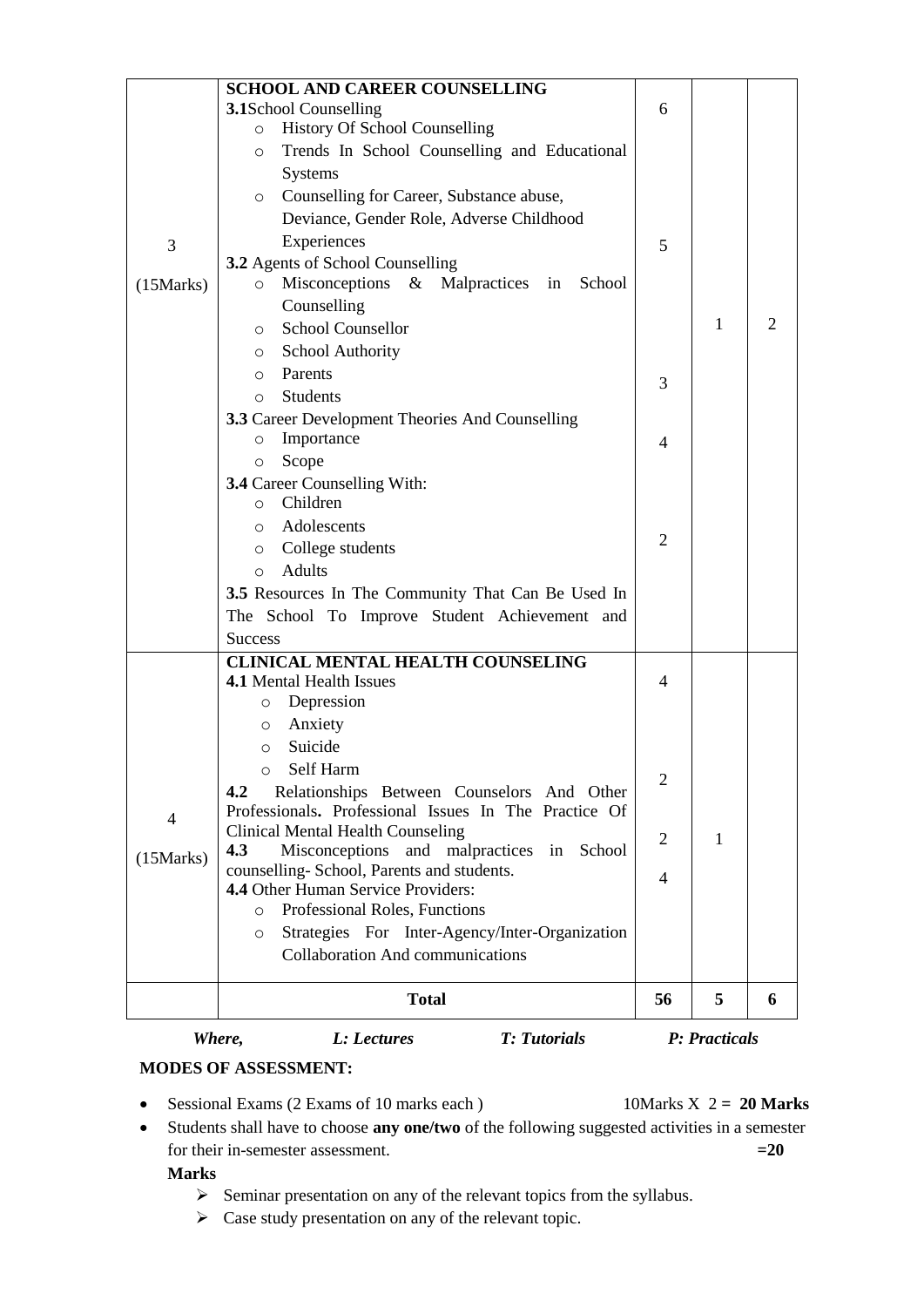| | | | | |
|---|---|---|---|---|
| 3<br><br>(15Marks) | **SCHOOL AND CAREER COUNSELLING**<br>**3.1**School Counselling<br>○ History Of School Counselling<br>○ Trends In School Counselling and Educational Systems<br>○ Counselling for Career, Substance abuse, Deviance, Gender Role, Adverse Childhood Experiences<br>**3.2** Agents of School Counselling<br>○ Misconceptions & Malpractices in School Counselling<br>○ School Counsellor<br>○ School Authority<br>○ Parents<br>○ Students<br>**3.3** Career Development Theories And Counselling<br>○ Importance<br>○ Scope<br>**3.4** Career Counselling With:<br>○ Children<br>○ Adolescents<br>○ College students<br>○ Adults<br>**3.5** Resources In The Community That Can Be Used In The School To Improve Student Achievement and Success | 6<br><br>5<br><br>3<br><br>4<br><br>2 | 1 | 2 |
| 4<br><br>(15Marks) | **CLINICAL MENTAL HEALTH COUNSELING**<br>**4.1** Mental Health Issues<br>○ Depression<br>○ Anxiety<br>○ Suicide<br>○ Self Harm<br>**4.2** Relationships Between Counselors And Other Professionals**.** Professional Issues In The Practice Of Clinical Mental Health Counseling<br>**4.3** Misconceptions and malpractices in School counselling- School, Parents and students.<br>**4.4** Other Human Service Providers:<br>○ Professional Roles, Functions<br>○ Strategies For Inter-Agency/Inter-Organization Collaboration And communications | 4<br><br>2<br><br>2<br><br>4 | 1 | |
| | **Total** | **56** | **5** | **6** |

*Where, L: Lectures T: Tutorials P: Practicals*

**MODES OF ASSESSMENT:**

- Sessional Exams (2 Exams of 10 marks each ) 10Marks X 2 = **20 Marks**
- Students shall have to choose **any one/two** of the following suggested activities in a semester for their in-semester assessment. **=20 Marks**
  - ➢ Seminar presentation on any of the relevant topics from the syllabus.
  - ➢ Case study presentation on any of the relevant topic.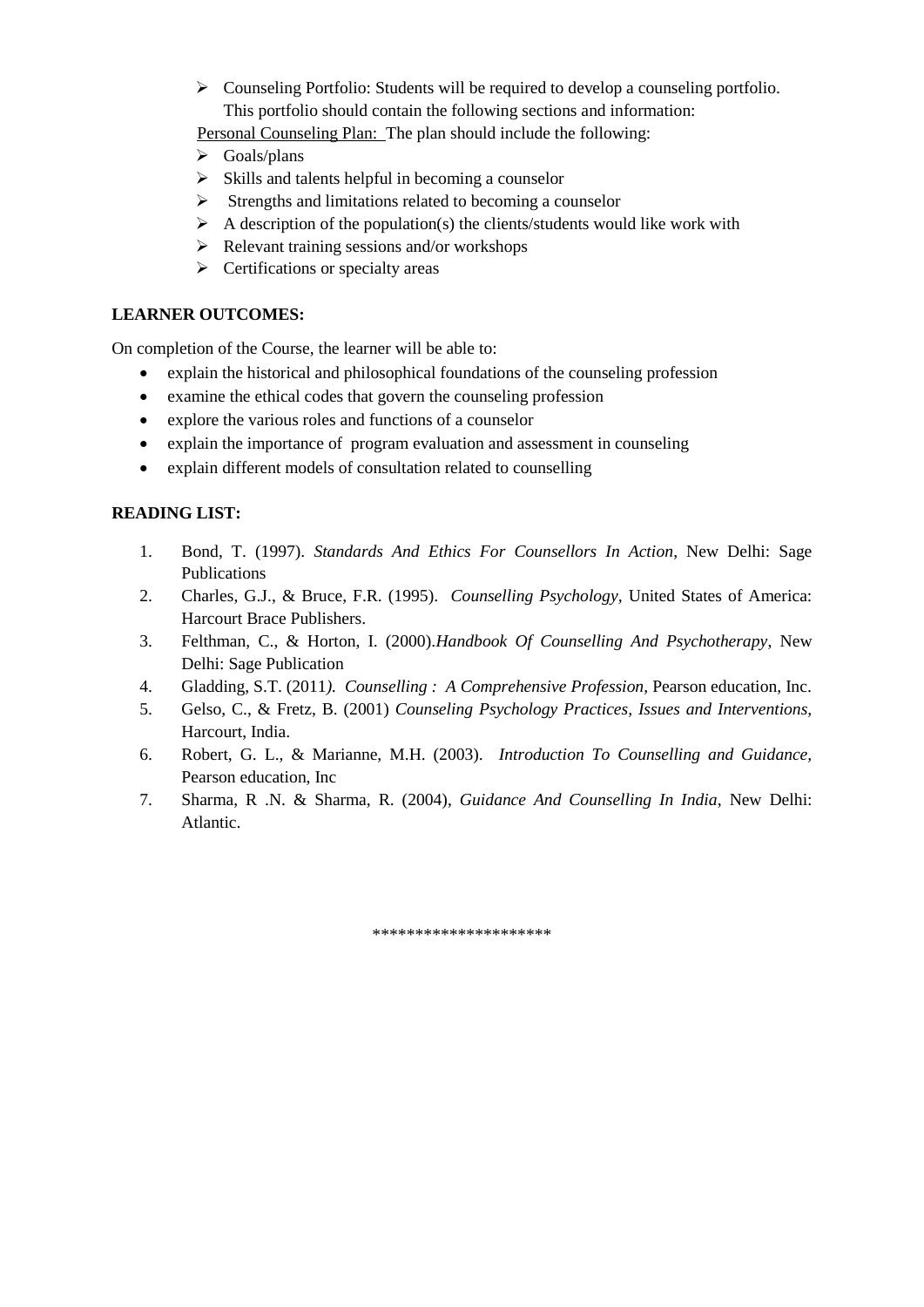- Counseling Portfolio: Students will be required to develop a counseling portfolio. This portfolio should contain the following sections and information:

<u>Personal Counseling Plan:</u> The plan should include the following:

- Goals/plans
- Skills and talents helpful in becoming a counselor
- Strengths and limitations related to becoming a counselor
- A description of the population(s) the clients/students would like work with
- Relevant training sessions and/or workshops
- Certifications or specialty areas

**LEARNER OUTCOMES:**

On completion of the Course, the learner will be able to:

- explain the historical and philosophical foundations of the counseling profession
- examine the ethical codes that govern the counseling profession
- explore the various roles and functions of a counselor
- explain the importance of program evaluation and assessment in counseling
- explain different models of consultation related to counselling

**READING LIST:**

1. Bond, T. (1997). *Standards And Ethics For Counsellors In Action*, New Delhi: Sage Publications
2. Charles, G.J., & Bruce, F.R. (1995). *Counselling Psychology*, United States of America: Harcourt Brace Publishers.
3. Felthman, C., & Horton, I. (2000).*Handbook Of Counselling And Psychotherapy*, New Delhi: Sage Publication
4. Gladding, S.T. (2011). *Counselling : A Comprehensive Profession*, Pearson education, Inc.
5. Gelso, C., & Fretz, B. (2001) *Counseling Psychology Practices, Issues and Interventions*, Harcourt, India.
6. Robert, G. L., & Marianne, M.H. (2003). *Introduction To Counselling and Guidance*, Pearson education, Inc
7. Sharma, R .N. & Sharma, R. (2004), *Guidance And Counselling In India*, New Delhi: Atlantic.

********************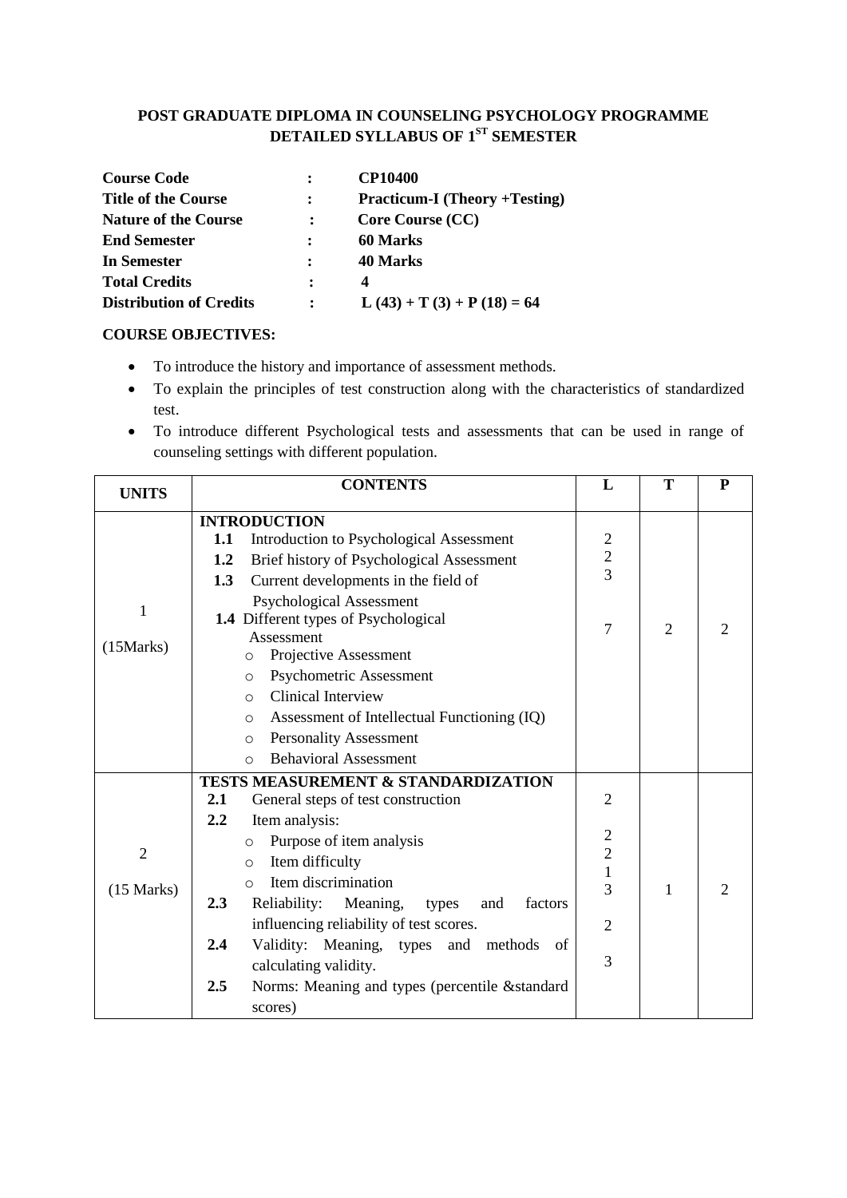## POST GRADUATE DIPLOMA IN COUNSELING PSYCHOLOGY PROGRAMME
## DETAILED SYLLABUS OF 1ST SEMESTER

| | | |
|---|---|---|
| **Course Code** | : | **CP10400** |
| **Title of the Course** | : | **Practicum-I (Theory +Testing)** |
| **Nature of the Course** | : | **Core Course (CC)** |
| **End Semester** | : | **60 Marks** |
| **In Semester** | : | **40 Marks** |
| **Total Credits** | : | **4** |
| **Distribution of Credits** | : | **L (43) + T (3) + P (18) = 64** |

**COURSE OBJECTIVES:**

- To introduce the history and importance of assessment methods.
- To explain the principles of test construction along with the characteristics of standardized test.
- To introduce different Psychological tests and assessments that can be used in range of counseling settings with different population.

| UNITS | CONTENTS | L | T | P |
|---|---|---|---|---|
| 1<br>(15Marks) | **INTRODUCTION**<br>**1.1** Introduction to Psychological Assessment<br>**1.2** Brief history of Psychological Assessment<br>**1.3** Current developments in the field of Psychological Assessment<br>**1.4** Different types of Psychological Assessment<br>○ Projective Assessment<br>○ Psychometric Assessment<br>○ Clinical Interview<br>○ Assessment of Intellectual Functioning (IQ)<br>○ Personality Assessment<br>○ Behavioral Assessment | 2<br>2<br>3<br><br>7 | 2 | 2 |
| 2<br>(15 Marks) | **TESTS MEASUREMENT & STANDARDIZATION**<br>**2.1** General steps of test construction<br>**2.2** Item analysis:<br>○ Purpose of item analysis<br>○ Item difficulty<br>○ Item discrimination<br>**2.3** Reliability: Meaning, types and factors influencing reliability of test scores.<br>**2.4** Validity: Meaning, types and methods of calculating validity.<br>**2.5** Norms: Meaning and types (percentile &standard scores) | 2<br><br>2<br>2<br>1<br>3<br><br>2<br><br>3 | 1 | 2 |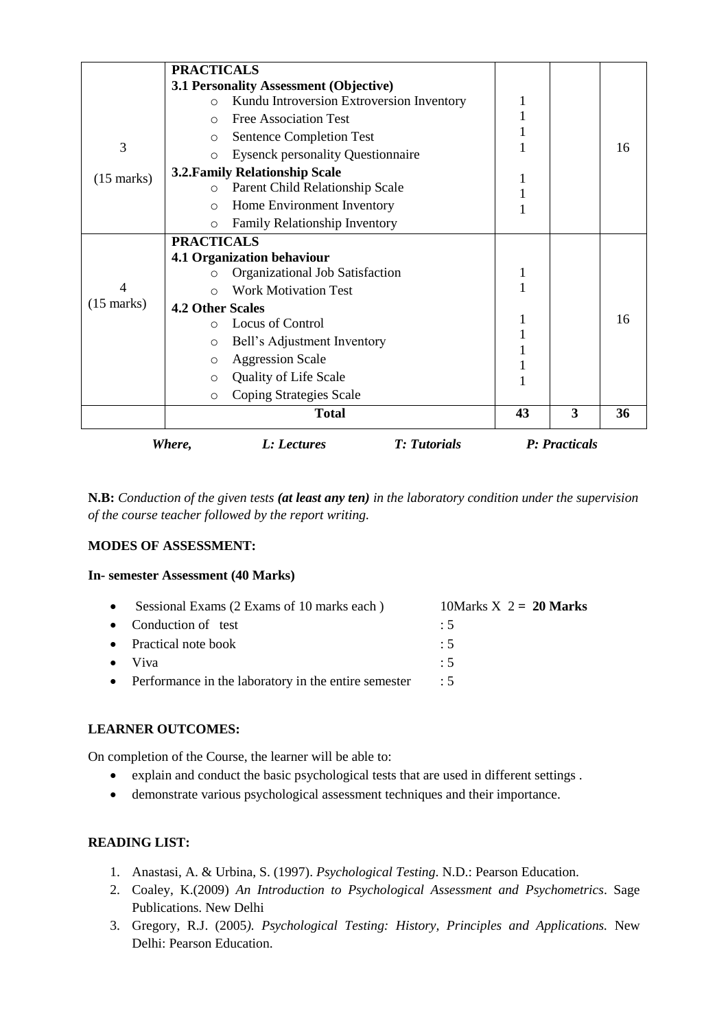| | | | | |
|---|---|---|---|---|
| 3<br>(15 marks) | **PRACTICALS**<br>**3.1 Personality Assessment (Objective)**<br>○ Kundu Introversion Extroversion Inventory<br>○ Free Association Test<br>○ Sentence Completion Test<br>○ Eysenck personality Questionnaire<br>**3.2.Family Relationship Scale**<br>○ Parent Child Relationship Scale<br>○ Home Environment Inventory<br>○ Family Relationship Inventory | 1<br>1<br>1<br>1<br><br>1<br>1<br>1 | | 16 |
| 4<br>(15 marks) | **PRACTICALS**<br>**4.1 Organization behaviour**<br>○ Organizational Job Satisfaction<br>○ Work Motivation Test<br>**4.2 Other Scales**<br>○ Locus of Control<br>○ Bell's Adjustment Inventory<br>○ Aggression Scale<br>○ Quality of Life Scale<br>○ Coping Strategies Scale | 1<br>1<br><br>1<br>1<br>1<br>1<br>1 | | 16 |
| | **Total** | **43** | **3** | **36** |

*Where, L: Lectures T: Tutorials P: Practicals*

**N.B:** *Conduction of the given tests **(at least any ten)** in the laboratory condition under the supervision of the course teacher followed by the report writing.*

**MODES OF ASSESSMENT:**

**In- semester Assessment (40 Marks)**

- Sessional Exams (2 Exams of 10 marks each ) 10Marks X 2 = **20 Marks**
- Conduction of test : 5
- Practical note book : 5
- Viva : 5
- Performance in the laboratory in the entire semester : 5

**LEARNER OUTCOMES:**

On completion of the Course, the learner will be able to:

- explain and conduct the basic psychological tests that are used in different settings .
- demonstrate various psychological assessment techniques and their importance.

**READING LIST:**

1. Anastasi, A. & Urbina, S. (1997). *Psychological Testing*. N.D.: Pearson Education.
2. Coaley, K.(2009) *An Introduction to Psychological Assessment and Psychometrics*. Sage Publications. New Delhi
3. Gregory, R.J. (2005*). Psychological Testing: History, Principles and Applications.* New Delhi: Pearson Education.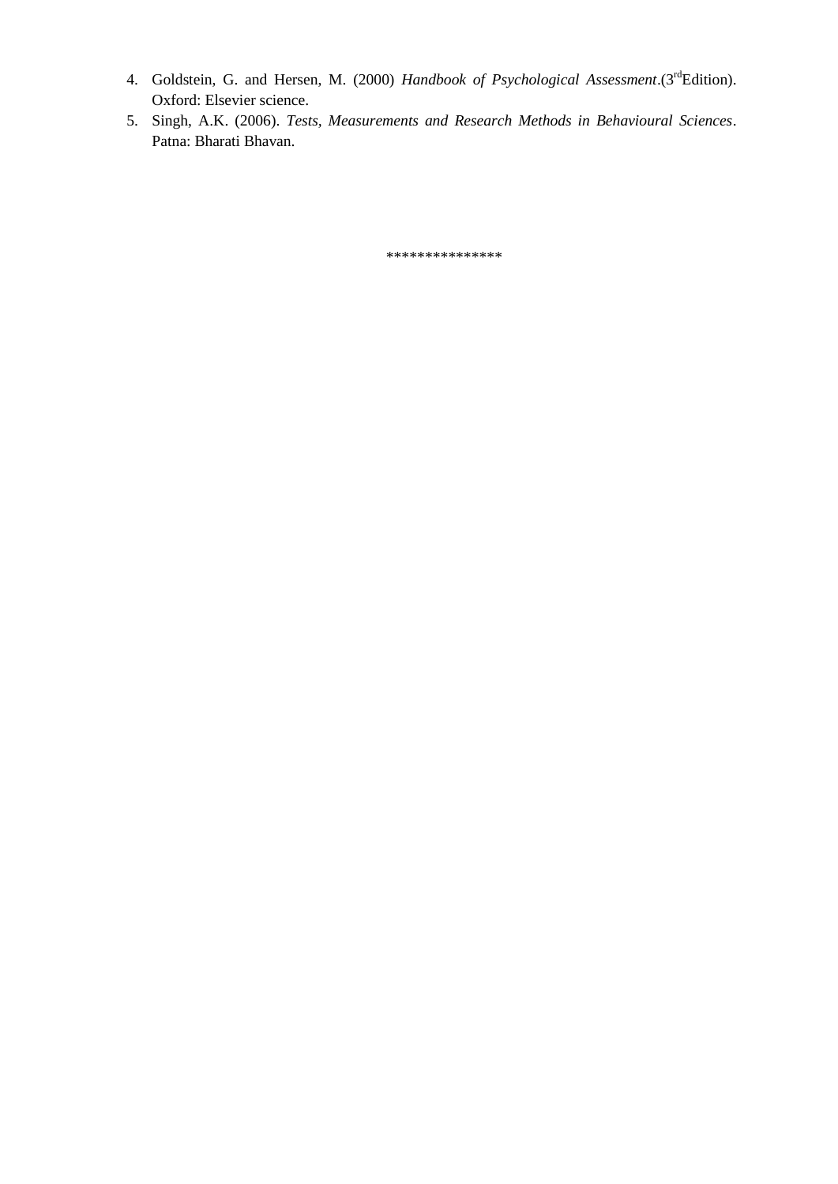4. Goldstein, G. and Hersen, M. (2000) *Handbook of Psychological Assessment*.(3rd Edition). Oxford: Elsevier science.
5. Singh, A.K. (2006). *Tests, Measurements and Research Methods in Behavioural Sciences*. Patna: Bharati Bhavan.

***************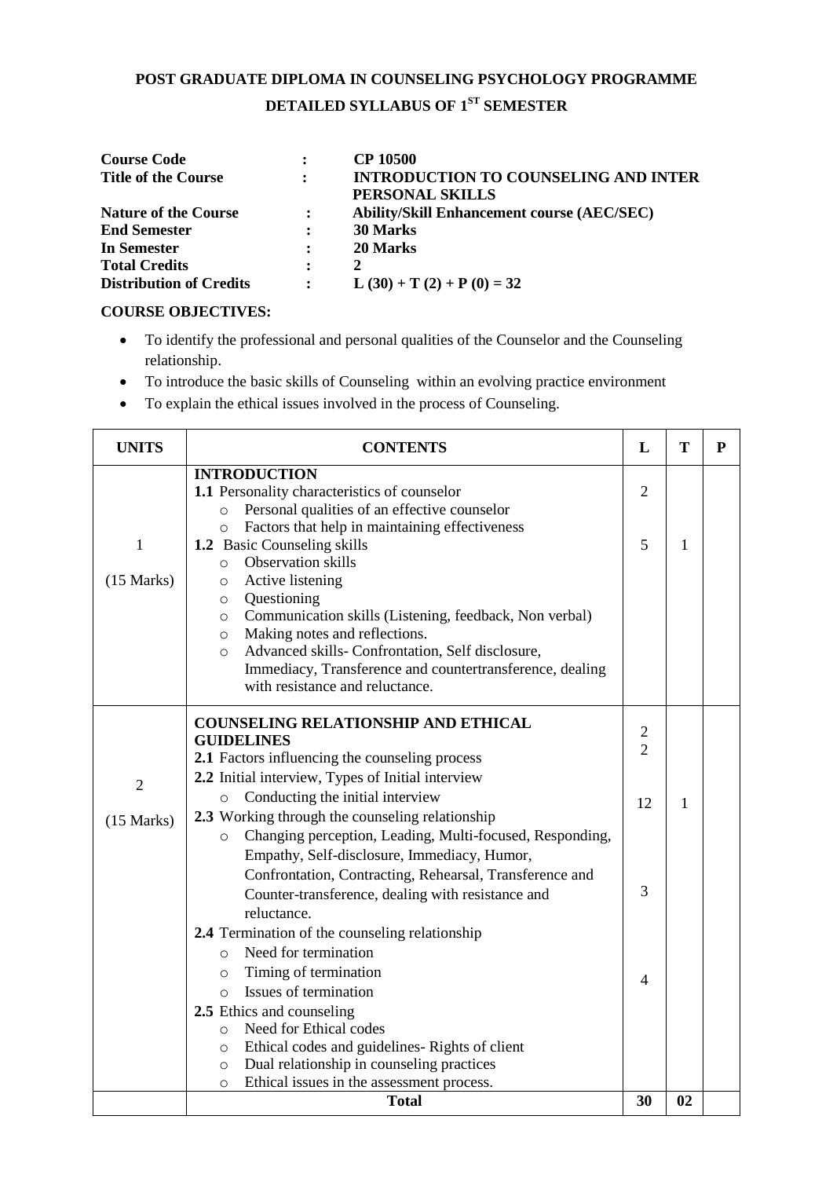# POST GRADUATE DIPLOMA IN COUNSELING PSYCHOLOGY PROGRAMME

## DETAILED SYLLABUS OF 1ST SEMESTER

| | | |
|---|---|---|
| **Course Code** | **:** | **CP 10500** |
| **Title of the Course** | **:** | **INTRODUCTION TO COUNSELING AND INTER PERSONAL SKILLS** |
| **Nature of the Course** | **:** | **Ability/Skill Enhancement course (AEC/SEC)** |
| **End Semester** | **:** | **30 Marks** |
| **In Semester** | **:** | **20 Marks** |
| **Total Credits** | **:** | **2** |
| **Distribution of Credits** | **:** | **L (30) + T (2) + P (0) = 32** |

**COURSE OBJECTIVES:**

- To identify the professional and personal qualities of the Counselor and the Counseling relationship.
- To introduce the basic skills of Counseling within an evolving practice environment
- To explain the ethical issues involved in the process of Counseling.

| UNITS | CONTENTS | L | T | P |
|---|---|---|---|---|
| 1<br>(15 Marks) | **INTRODUCTION**<br>**1.1** Personality characteristics of counselor<br>○ Personal qualities of an effective counselor<br>○ Factors that help in maintaining effectiveness<br>**1.2** Basic Counseling skills<br>○ Observation skills<br>○ Active listening<br>○ Questioning<br>○ Communication skills (Listening, feedback, Non verbal)<br>○ Making notes and reflections.<br>○ Advanced skills- Confrontation, Self disclosure, Immediacy, Transference and countertransference, dealing with resistance and reluctance. | 2<br><br><br>5 | <br><br><br>1 | |
| 2<br>(15 Marks) | **COUNSELING RELATIONSHIP AND ETHICAL GUIDELINES**<br>**2.1** Factors influencing the counseling process<br>**2.2** Initial interview, Types of Initial interview<br>○ Conducting the initial interview<br>**2.3** Working through the counseling relationship<br>○ Changing perception, Leading, Multi-focused, Responding, Empathy, Self-disclosure, Immediacy, Humor, Confrontation, Contracting, Rehearsal, Transference and Counter-transference, dealing with resistance and reluctance.<br>**2.4** Termination of the counseling relationship<br>○ Need for termination<br>○ Timing of termination<br>○ Issues of termination<br>**2.5** Ethics and counseling<br>○ Need for Ethical codes<br>○ Ethical codes and guidelines- Rights of client<br>○ Dual relationship in counseling practices<br>○ Ethical issues in the assessment process. | 2<br>2<br><br>12<br><br><br>3<br><br><br>4 | <br><br><br>1 | |
| | **Total** | **30** | **02** | |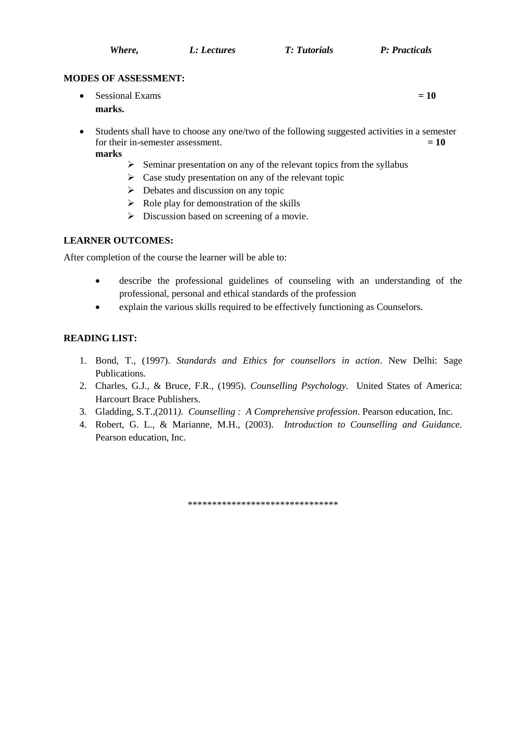*Where,* *L: Lectures* *T: Tutorials* *P: Practicals*

**MODES OF ASSESSMENT:**

- Sessional Exams **= 10 marks.**
- Students shall have to choose any one/two of the following suggested activities in a semester for their in-semester assessment. **= 10 marks**
  - Seminar presentation on any of the relevant topics from the syllabus
  - Case study presentation on any of the relevant topic
  - Debates and discussion on any topic
  - Role play for demonstration of the skills
  - Discussion based on screening of a movie.

**LEARNER OUTCOMES:**

After completion of the course the learner will be able to:

- describe the professional guidelines of counseling with an understanding of the professional, personal and ethical standards of the profession
- explain the various skills required to be effectively functioning as Counselors.

**READING LIST:**

1. Bond, T., (1997). *Standards and Ethics for counsellors in action*. New Delhi: Sage Publications.
2. Charles, G.J., & Bruce, F.R., (1995). *Counselling Psychology.* United States of America: Harcourt Brace Publishers.
3. Gladding, S.T.,(2011*). Counselling : A Comprehensive profession*. Pearson education, Inc.
4. Robert, G. L., & Marianne, M.H., (2003). *Introduction to Counselling and Guidance.* Pearson education, Inc.

*******************************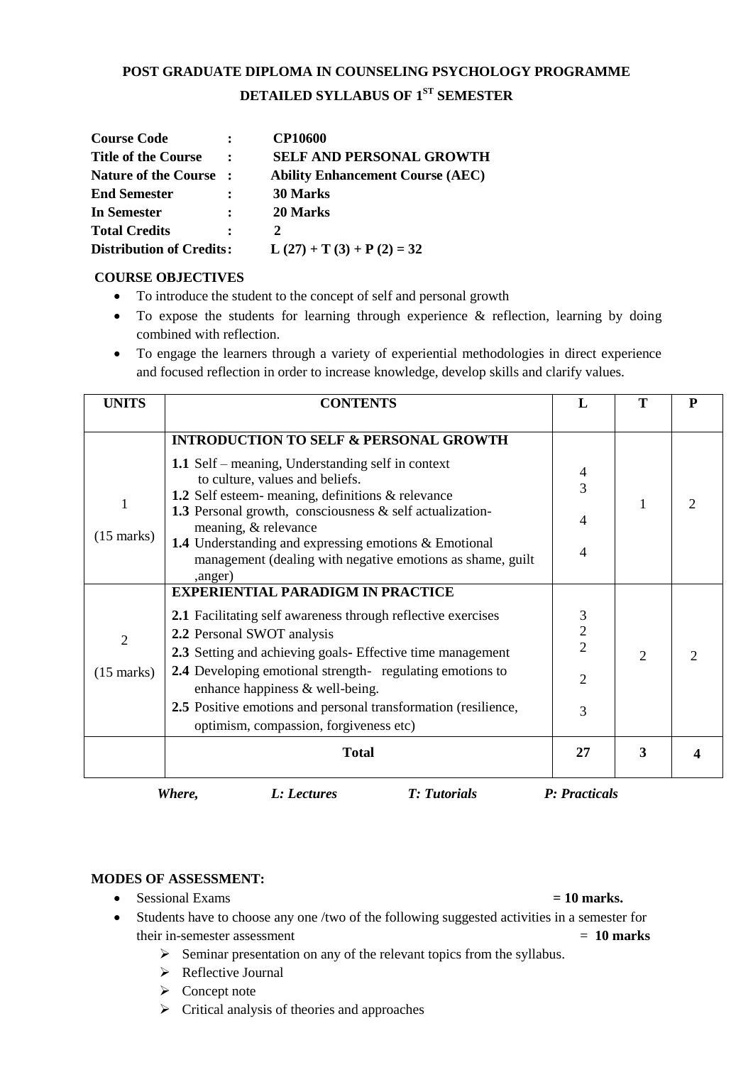# POST GRADUATE DIPLOMA IN COUNSELING PSYCHOLOGY PROGRAMME

## DETAILED SYLLABUS OF 1ST SEMESTER

**Course Code :** **CP10600**
**Title of the Course :** **SELF AND PERSONAL GROWTH**
**Nature of the Course :** **Ability Enhancement Course (AEC)**
**End Semester :** **30 Marks**
**In Semester :** **20 Marks**
**Total Credits :** **2**
**Distribution of Credits:** **L (27) + T (3) + P (2) = 32**

### COURSE OBJECTIVES

- To introduce the student to the concept of self and personal growth
- To expose the students for learning through experience & reflection, learning by doing combined with reflection.
- To engage the learners through a variety of experiential methodologies in direct experience and focused reflection in order to increase knowledge, develop skills and clarify values.

| UNITS | CONTENTS | L | T | P |
|---|---|---|---|---|
| 1<br>(15 marks) | **INTRODUCTION TO SELF & PERSONAL GROWTH**<br>**1.1** Self – meaning, Understanding self in context to culture, values and beliefs.<br>**1.2** Self esteem- meaning, definitions & relevance<br>**1.3** Personal growth, consciousness & self actualization- meaning, & relevance<br>**1.4** Understanding and expressing emotions & Emotional management (dealing with negative emotions as shame, guilt ,anger) | 4<br>3<br>4<br>4 | 1 | 2 |
| 2<br>(15 marks) | **EXPERIENTIAL PARADIGM IN PRACTICE**<br>**2.1** Facilitating self awareness through reflective exercises<br>**2.2** Personal SWOT analysis<br>**2.3** Setting and achieving goals- Effective time management<br>**2.4** Developing emotional strength- regulating emotions to enhance happiness & well-being.<br>**2.5** Positive emotions and personal transformation (resilience, optimism, compassion, forgiveness etc) | 3<br>2<br>2<br>2<br>3 | 2 | 2 |
| | **Total** | **27** | **3** | **4** |

***Where, L: Lectures T: Tutorials P: Practicals***

### MODES OF ASSESSMENT:

- Sessional Exams **= 10 marks.**
- Students have to choose any one /two of the following suggested activities in a semester for their in-semester assessment = **10 marks**
  - Seminar presentation on any of the relevant topics from the syllabus.
  - Reflective Journal
  - Concept note
  - Critical analysis of theories and approaches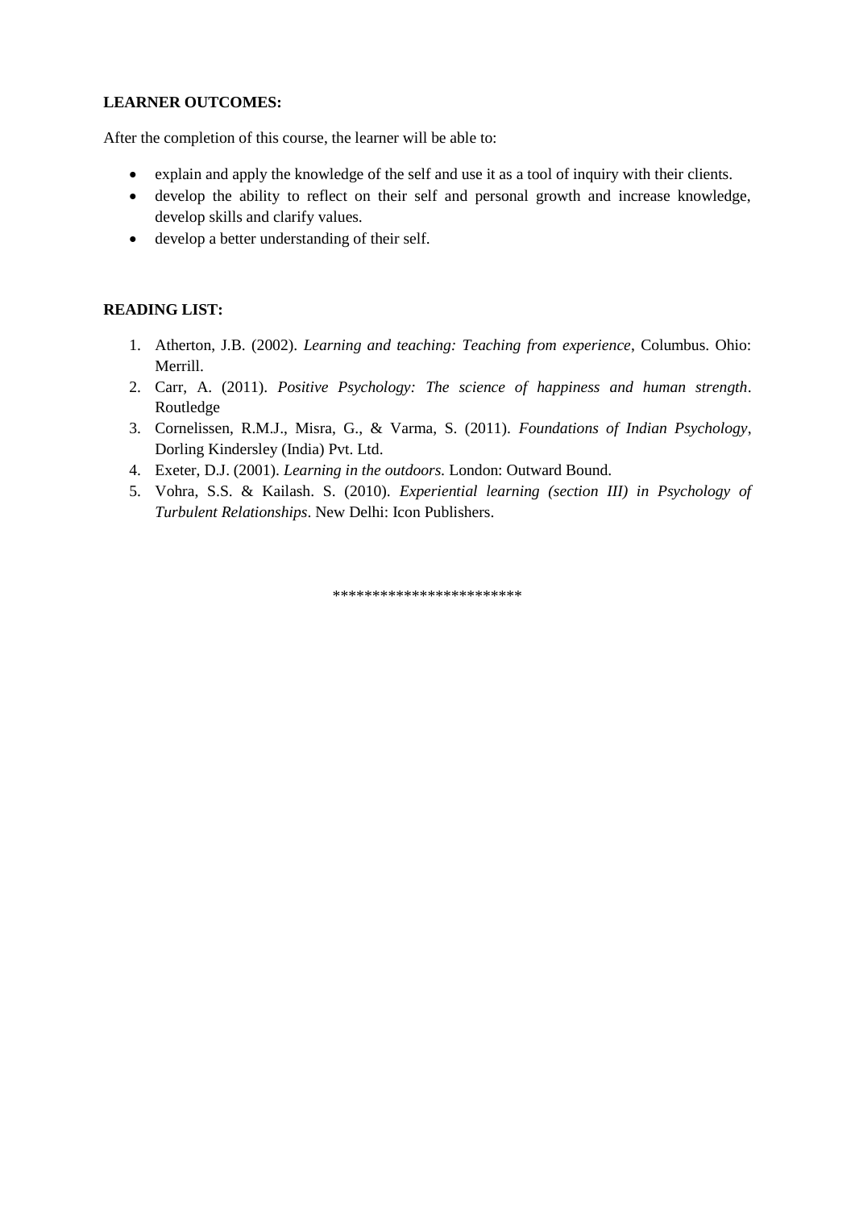**LEARNER OUTCOMES:**

After the completion of this course, the learner will be able to:

- explain and apply the knowledge of the self and use it as a tool of inquiry with their clients.
- develop the ability to reflect on their self and personal growth and increase knowledge, develop skills and clarify values.
- develop a better understanding of their self.

**READING LIST:**

1. Atherton, J.B. (2002). *Learning and teaching: Teaching from experience*, Columbus. Ohio: Merrill.
2. Carr, A. (2011). *Positive Psychology: The science of happiness and human strength*. Routledge
3. Cornelissen, R.M.J., Misra, G., & Varma, S. (2011). *Foundations of Indian Psychology*, Dorling Kindersley (India) Pvt. Ltd.
4. Exeter, D.J. (2001). *Learning in the outdoors.* London: Outward Bound.
5. Vohra, S.S. & Kailash. S. (2010). *Experiential learning (section III) in Psychology of Turbulent Relationships*. New Delhi: Icon Publishers.

\*\*\*\*\*\*\*\*\*\*\*\*\*\*\*\*\*\*\*\*\*\*\*\*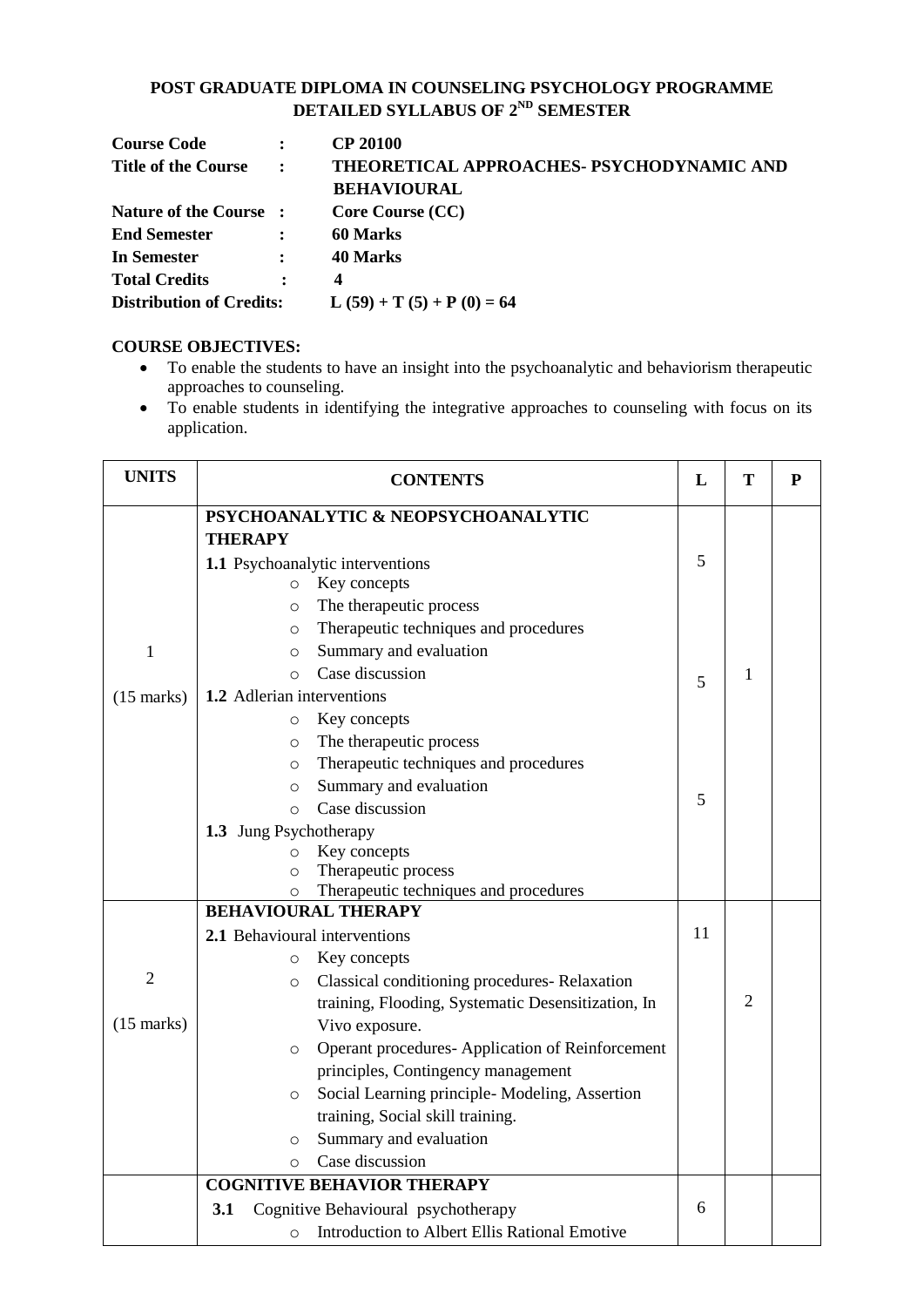**POST GRADUATE DIPLOMA IN COUNSELING PSYCHOLOGY PROGRAMME**
**DETAILED SYLLABUS OF 2ND SEMESTER**

| | | |
|---|---|---|
| **Course Code** | **:** | **CP 20100** |
| **Title of the Course** | **:** | **THEORETICAL APPROACHES- PSYCHODYNAMIC AND BEHAVIOURAL** |
| **Nature of the Course** | **:** | **Core Course (CC)** |
| **End Semester** | **:** | **60 Marks** |
| **In Semester** | **:** | **40 Marks** |
| **Total Credits** | **:** | **4** |
| **Distribution of Credits:** | | **L (59) + T (5) + P (0) = 64** |

**COURSE OBJECTIVES:**

- To enable the students to have an insight into the psychoanalytic and behaviorism therapeutic approaches to counseling.
- To enable students in identifying the integrative approaches to counseling with focus on its application.

| UNITS | CONTENTS | L | T | P |
|---|---|---|---|---|
| 1<br>(15 marks) | **PSYCHOANALYTIC & NEOPSYCHOANALYTIC THERAPY**<br>**1.1** Psychoanalytic interventions<br>○ Key concepts<br>○ The therapeutic process<br>○ Therapeutic techniques and procedures<br>○ Summary and evaluation<br>○ Case discussion<br>**1.2** Adlerian interventions<br>○ Key concepts<br>○ The therapeutic process<br>○ Therapeutic techniques and procedures<br>○ Summary and evaluation<br>○ Case discussion<br>**1.3** Jung Psychotherapy<br>○ Key concepts<br>○ Therapeutic process<br>○ Therapeutic techniques and procedures | 5<br><br>5<br><br>5 | 1 | |
| 2<br>(15 marks) | **BEHAVIOURAL THERAPY**<br>**2.1** Behavioural interventions<br>○ Key concepts<br>○ Classical conditioning procedures- Relaxation training, Flooding, Systematic Desensitization, In Vivo exposure.<br>○ Operant procedures- Application of Reinforcement principles, Contingency management<br>○ Social Learning principle- Modeling, Assertion training, Social skill training.<br>○ Summary and evaluation<br>○ Case discussion | 11 | 2 | |
| | **COGNITIVE BEHAVIOR THERAPY**<br>**3.1** Cognitive Behavioural psychotherapy<br>○ Introduction to Albert Ellis Rational Emotive | 6 | | |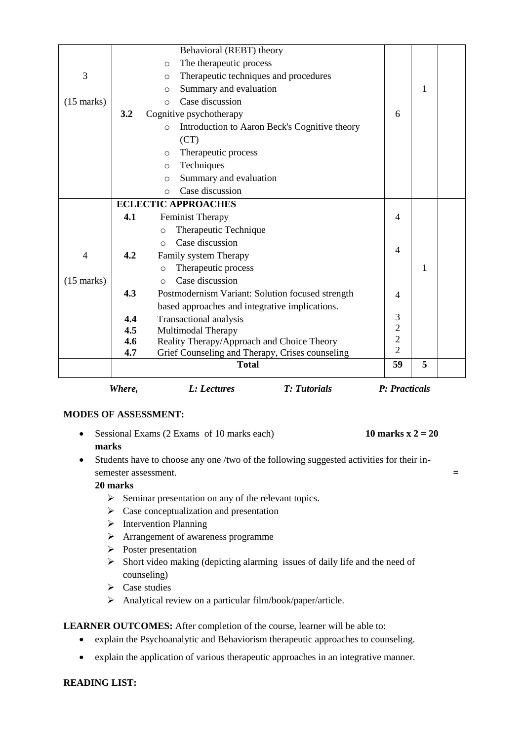| | | | | |
|---|---|---|---|---|
| 3<br><br>(15 marks) | Behavioral (REBT) theory<br>○ The therapeutic process<br>○ Therapeutic techniques and procedures<br>○ Summary and evaluation<br>○ Case discussion<br>**3.2** Cognitive psychotherapy<br>○ Introduction to Aaron Beck's Cognitive theory (CT)<br>○ Therapeutic process<br>○ Techniques<br>○ Summary and evaluation<br>○ Case discussion | 6 | 1 | |
| 4<br><br>(15 marks) | **ECLECTIC APPROACHES**<br>**4.1** Feminist Therapy<br>○ Therapeutic Technique<br>○ Case discussion<br>**4.2** Family system Therapy<br>○ Therapeutic process<br>○ Case discussion<br>**4.3** Postmodernism Variant: Solution focused strength based approaches and integrative implications.<br>**4.4** Transactional analysis<br>**4.5** Multimodal Therapy<br>**4.6** Reality Therapy/Approach and Choice Theory<br>**4.7** Grief Counseling and Therapy, Crises counseling | 4<br><br><br>4<br><br><br>4<br><br>3<br>2<br>2<br>2 | 1 | |
| | **Total** | **59** | **5** | |

***Where, L: Lectures T: Tutorials P: Practicals***

**MODES OF ASSESSMENT:**

- Sessional Exams (2 Exams of 10 marks each) **10 marks x 2 = 20 marks**
- Students have to choose any one /two of the following suggested activities for their in-semester assessment. = **20 marks**
  - ➢ Seminar presentation on any of the relevant topics.
  - ➢ Case conceptualization and presentation
  - ➢ Intervention Planning
  - ➢ Arrangement of awareness programme
  - ➢ Poster presentation
  - ➢ Short video making (depicting alarming issues of daily life and the need of counseling)
  - ➢ Case studies
  - ➢ Analytical review on a particular film/book/paper/article.

**LEARNER OUTCOMES:** After completion of the course, learner will be able to:

- explain the Psychoanalytic and Behaviorism therapeutic approaches to counseling.
- explain the application of various therapeutic approaches in an integrative manner.

**READING LIST:**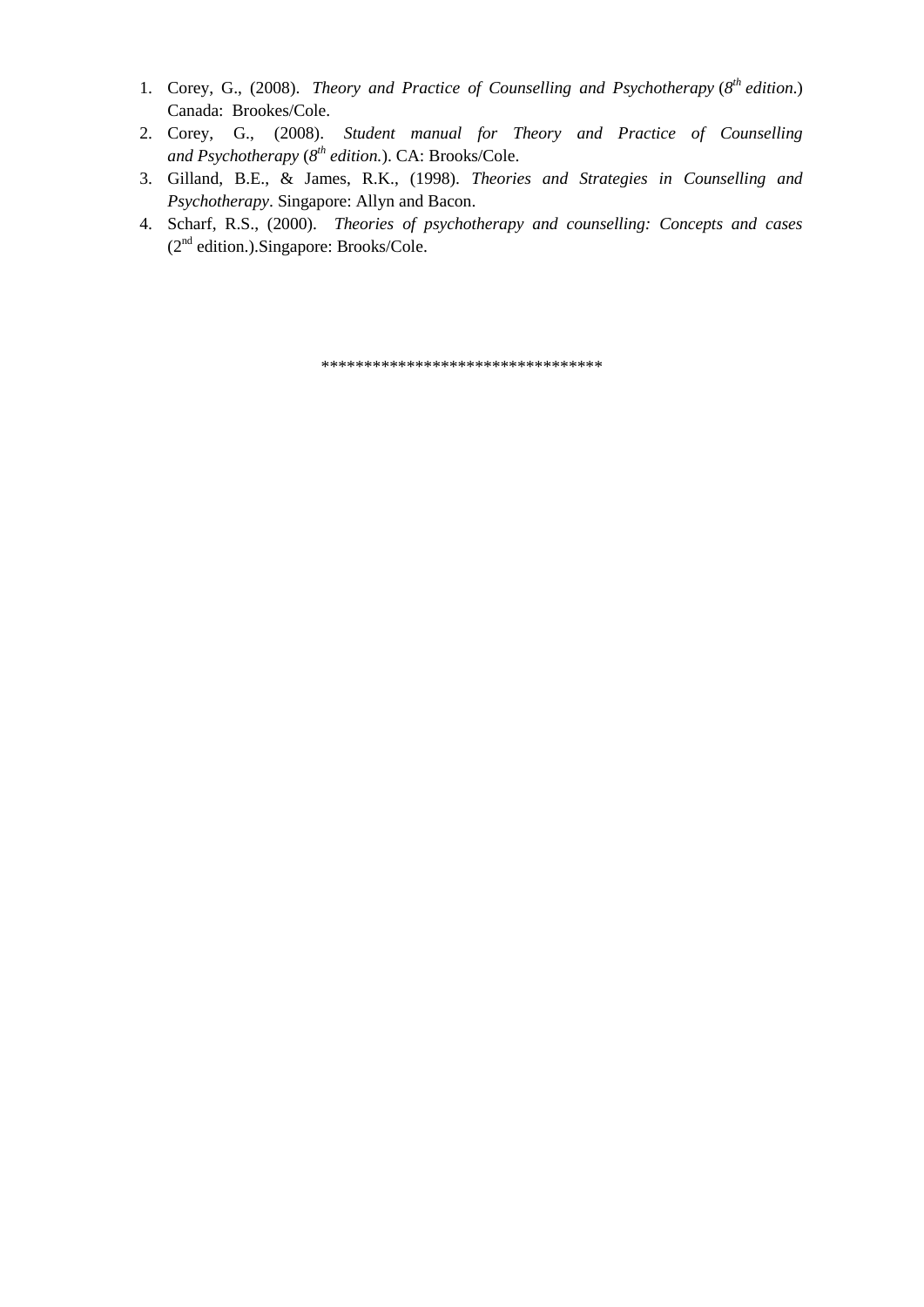1. Corey, G., (2008). *Theory and Practice of Counselling and Psychotherapy* (*8th edition.*) Canada: Brookes/Cole.
2. Corey, G., (2008). *Student manual for Theory and Practice of Counselling and Psychotherapy* (*8th edition.*). CA: Brooks/Cole.
3. Gilland, B.E., & James, R.K., (1998). *Theories and Strategies in Counselling and Psychotherapy*. Singapore: Allyn and Bacon.
4. Scharf, R.S., (2000). *Theories of psychotherapy and counselling: Concepts and cases* (2nd edition.).Singapore: Brooks/Cole.

********************************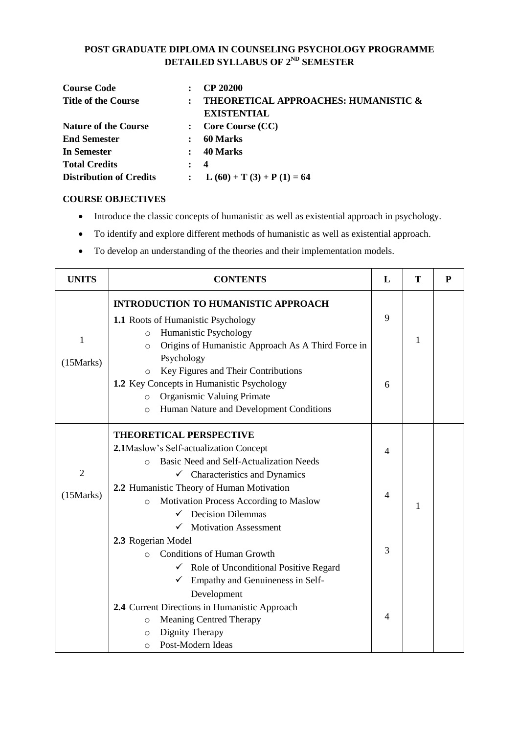# POST GRADUATE DIPLOMA IN COUNSELING PSYCHOLOGY PROGRAMME
## DETAILED SYLLABUS OF 2ND SEMESTER

| | | |
|---|---|---|
| **Course Code** | : | **CP 20200** |
| **Title of the Course** | : | **THEORETICAL APPROACHES: HUMANISTIC & EXISTENTIAL** |
| **Nature of the Course** | : | **Core Course (CC)** |
| **End Semester** | : | **60 Marks** |
| **In Semester** | : | **40 Marks** |
| **Total Credits** | : | **4** |
| **Distribution of Credits** | : | **L (60) + T (3) + P (1) = 64** |

**COURSE OBJECTIVES**

- Introduce the classic concepts of humanistic as well as existential approach in psychology.
- To identify and explore different methods of humanistic as well as existential approach.
- To develop an understanding of the theories and their implementation models.

| UNITS | CONTENTS | L | T | P |
|---|---|---|---|---|
| 1<br>(15Marks) | **INTRODUCTION TO HUMANISTIC APPROACH**<br>**1.1** Roots of Humanistic Psychology<br>○ Humanistic Psychology<br>○ Origins of Humanistic Approach As A Third Force in Psychology<br>○ Key Figures and Their Contributions<br>**1.2** Key Concepts in Humanistic Psychology<br>○ Organismic Valuing Primate<br>○ Human Nature and Development Conditions | 9<br><br>6 | 1 | |
| 2<br>(15Marks) | **THEORETICAL PERSPECTIVE**<br>**2.1** Maslow's Self-actualization Concept<br>○ Basic Need and Self-Actualization Needs<br>✓ Characteristics and Dynamics<br>**2.2** Humanistic Theory of Human Motivation<br>○ Motivation Process According to Maslow<br>✓ Decision Dilemmas<br>✓ Motivation Assessment<br>**2.3** Rogerian Model<br>○ Conditions of Human Growth<br>✓ Role of Unconditional Positive Regard<br>✓ Empathy and Genuineness in Self-Development<br>**2.4** Current Directions in Humanistic Approach<br>○ Meaning Centred Therapy<br>○ Dignity Therapy<br>○ Post-Modern Ideas | 4<br><br>4<br><br>3<br><br>4 | 1 | |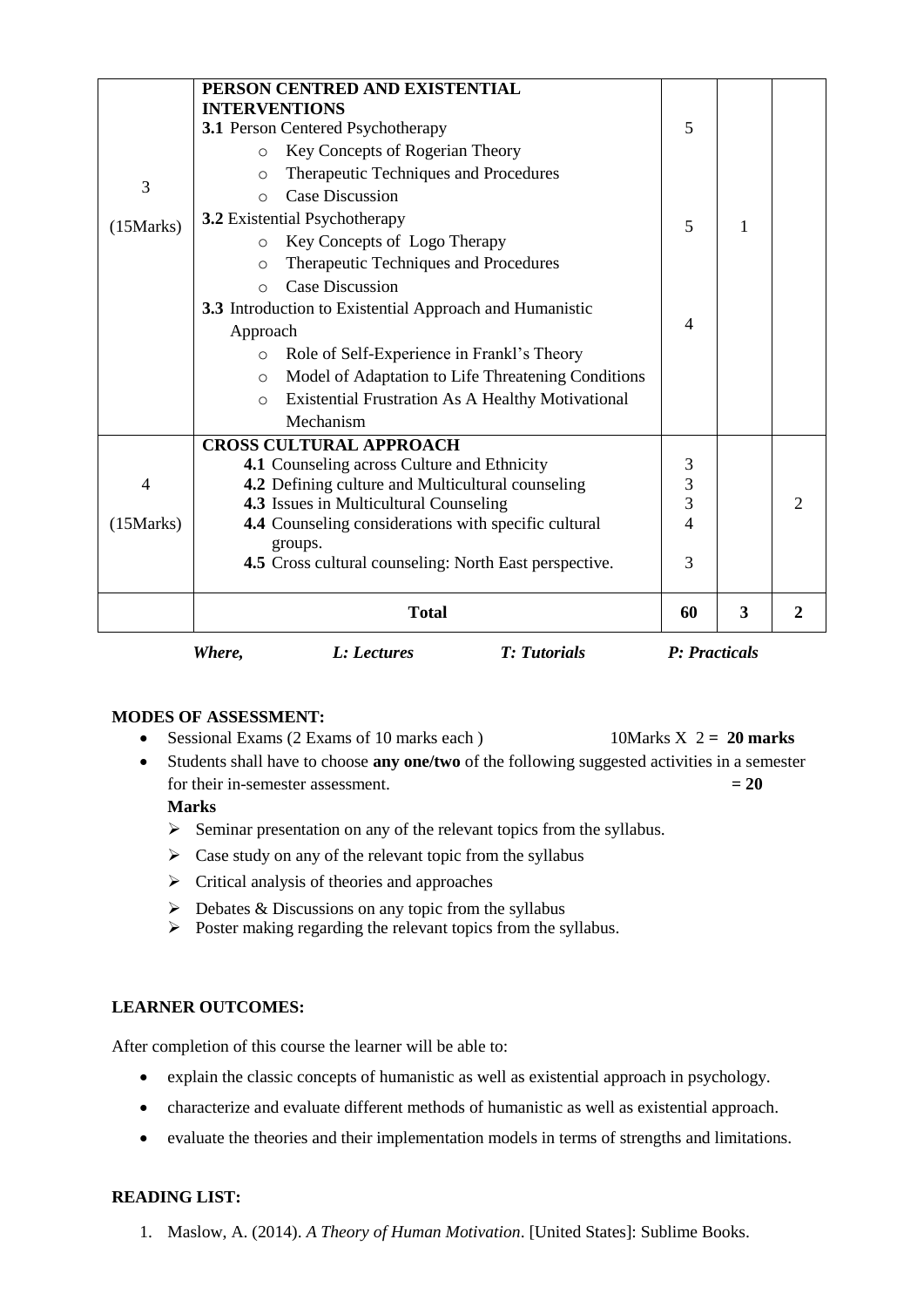| | | | | |
|---|---|---|---|---|
| 3<br><br>(15Marks) | **PERSON CENTRED AND EXISTENTIAL INTERVENTIONS**<br>**3.1** Person Centered Psychotherapy<br>○ Key Concepts of Rogerian Theory<br>○ Therapeutic Techniques and Procedures<br>○ Case Discussion<br>**3.2** Existential Psychotherapy<br>○ Key Concepts of Logo Therapy<br>○ Therapeutic Techniques and Procedures<br>○ Case Discussion<br>**3.3** Introduction to Existential Approach and Humanistic Approach<br>○ Role of Self-Experience in Frankl's Theory<br>○ Model of Adaptation to Life Threatening Conditions<br>○ Existential Frustration As A Healthy Motivational Mechanism | 5<br><br>5<br><br>4 | 1 | |
| 4<br><br>(15Marks) | **CROSS CULTURAL APPROACH**<br>**4.1** Counseling across Culture and Ethnicity<br>**4.2** Defining culture and Multicultural counseling<br>**4.3** Issues in Multicultural Counseling<br>**4.4** Counseling considerations with specific cultural groups.<br>**4.5** Cross cultural counseling: North East perspective. | 3<br>3<br>3<br>4<br><br>3 | | 2 |
| | **Total** | **60** | **3** | **2** |

*Where, L: Lectures T: Tutorials P: Practicals*

**MODES OF ASSESSMENT:**

- Sessional Exams (2 Exams of 10 marks each ) 10Marks X 2 = **20 marks**
- Students shall have to choose **any one/two** of the following suggested activities in a semester for their in-semester assessment. **= 20 Marks**
  - ➢ Seminar presentation on any of the relevant topics from the syllabus.
  - ➢ Case study on any of the relevant topic from the syllabus
  - ➢ Critical analysis of theories and approaches
  - ➢ Debates & Discussions on any topic from the syllabus
  - ➢ Poster making regarding the relevant topics from the syllabus.

**LEARNER OUTCOMES:**

After completion of this course the learner will be able to:

- explain the classic concepts of humanistic as well as existential approach in psychology.
- characterize and evaluate different methods of humanistic as well as existential approach.
- evaluate the theories and their implementation models in terms of strengths and limitations.

**READING LIST:**

1. Maslow, A. (2014). *A Theory of Human Motivation*. [United States]: Sublime Books.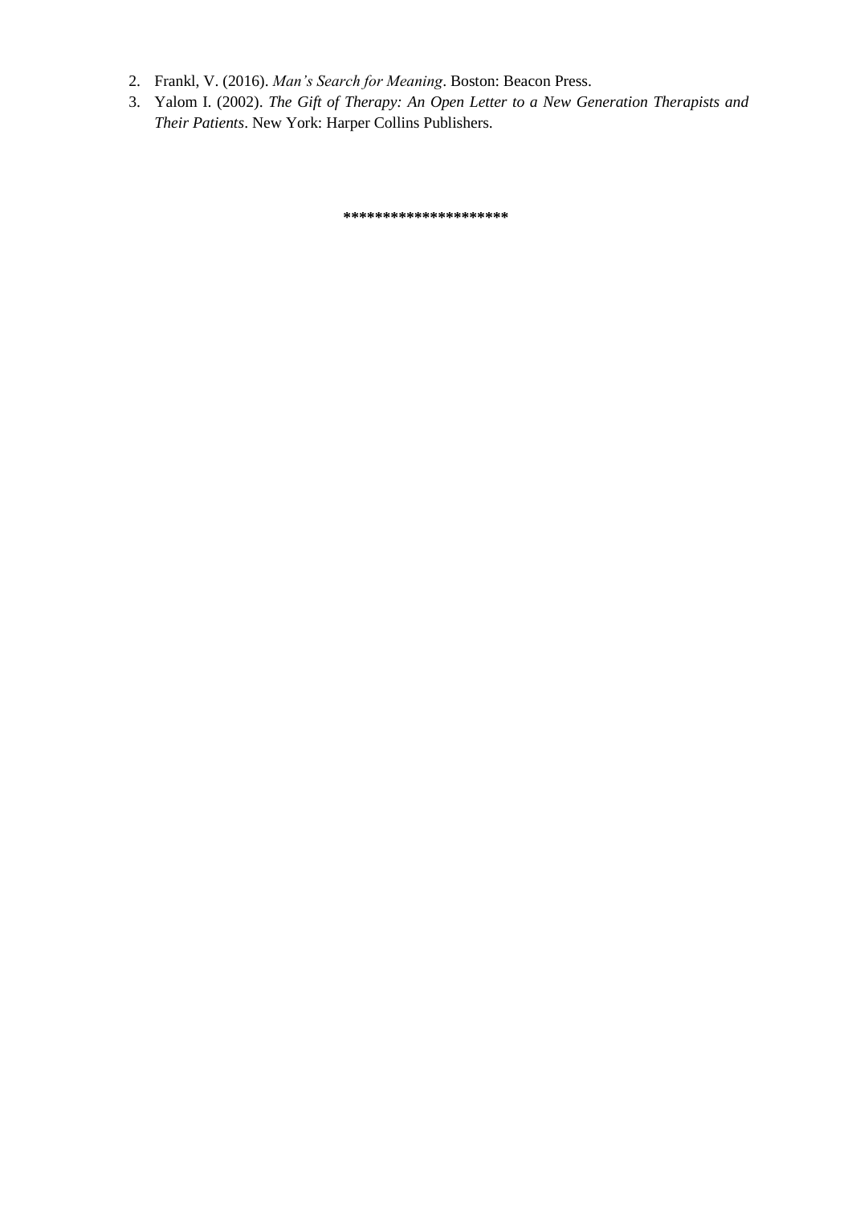2. Frankl, V. (2016). *Man's Search for Meaning*. Boston: Beacon Press.
3. Yalom I. (2002). *The Gift of Therapy: An Open Letter to a New Generation Therapists and Their Patients*. New York: Harper Collins Publishers.

********************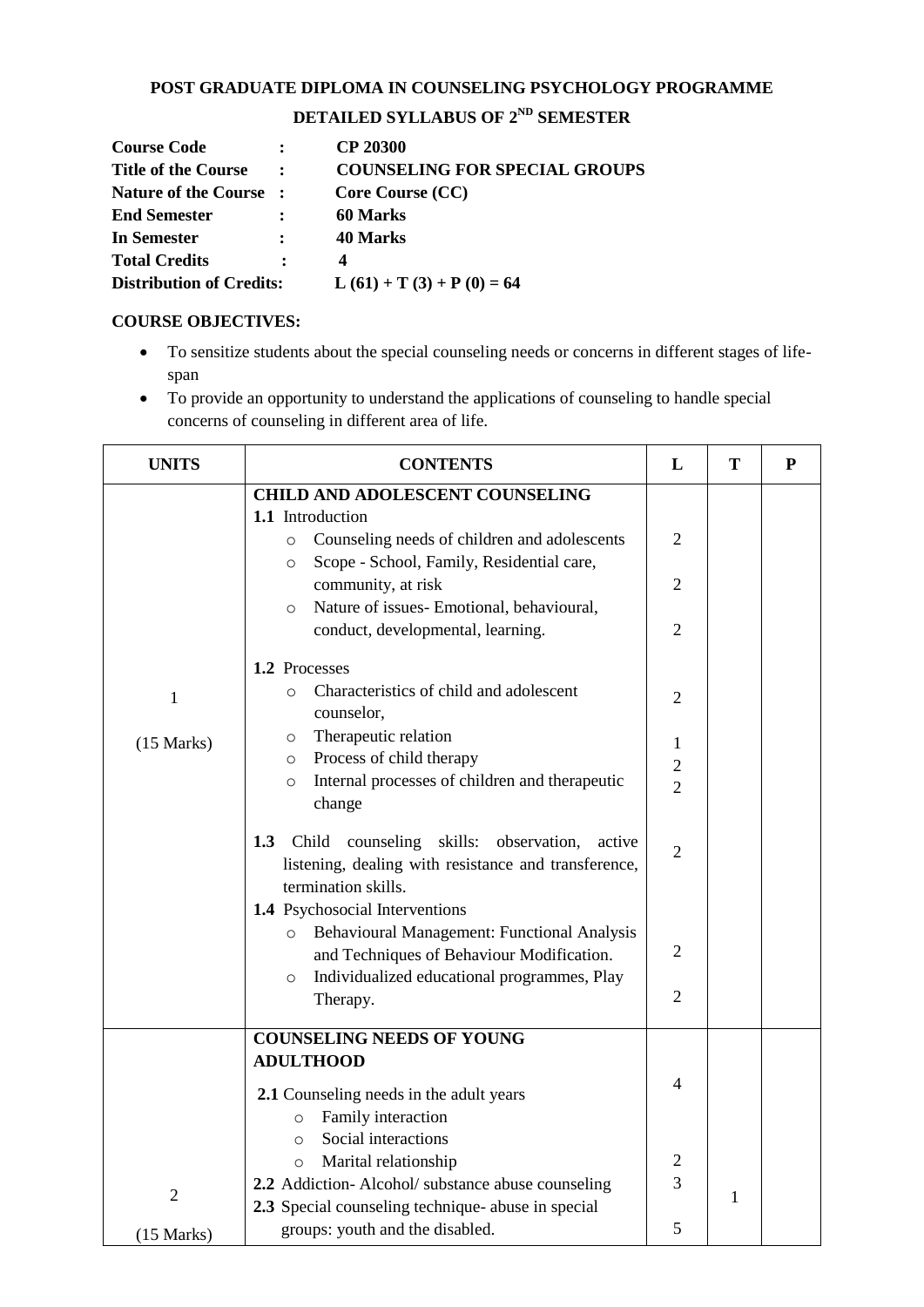**POST GRADUATE DIPLOMA IN COUNSELING PSYCHOLOGY PROGRAMME**

**DETAILED SYLLABUS OF 2ND SEMESTER**

| | | |
|---|---|---|
| **Course Code** | **:** | **CP 20300** |
| **Title of the Course** | **:** | **COUNSELING FOR SPECIAL GROUPS** |
| **Nature of the Course** | **:** | **Core Course (CC)** |
| **End Semester** | **:** | **60 Marks** |
| **In Semester** | **:** | **40 Marks** |
| **Total Credits** | **:** | **4** |
| **Distribution of Credits:** | | **L (61) + T (3) + P (0) = 64** |

**COURSE OBJECTIVES:**

- To sensitize students about the special counseling needs or concerns in different stages of life-span
- To provide an opportunity to understand the applications of counseling to handle special concerns of counseling in different area of life.

| UNITS | CONTENTS | L | T | P |
|---|---|---|---|---|
| 1<br><br>(15 Marks) | **CHILD AND ADOLESCENT COUNSELING**<br>**1.1** Introduction<br>○ Counseling needs of children and adolescents<br>○ Scope - School, Family, Residential care, community, at risk<br>○ Nature of issues- Emotional, behavioural, conduct, developmental, learning.<br><br>**1.2** Processes<br>○ Characteristics of child and adolescent counselor,<br>○ Therapeutic relation<br>○ Process of child therapy<br>○ Internal processes of children and therapeutic change<br><br>**1.3** Child counseling skills: observation, active listening, dealing with resistance and transference, termination skills.<br>**1.4** Psychosocial Interventions<br>○ Behavioural Management: Functional Analysis and Techniques of Behaviour Modification.<br>○ Individualized educational programmes, Play Therapy. | <br><br>2<br>2<br><br>2<br><br><br>2<br><br>1<br>2<br>2<br><br><br>2<br><br><br><br>2<br><br>2 | | |
| 2<br><br>(15 Marks) | **COUNSELING NEEDS OF YOUNG ADULTHOOD**<br>**2.1** Counseling needs in the adult years<br>○ Family interaction<br>○ Social interactions<br>○ Marital relationship<br>**2.2** Addiction- Alcohol/ substance abuse counseling<br>**2.3** Special counseling technique- abuse in special groups: youth and the disabled. | <br>4<br><br><br><br>2<br>3<br><br>5 | 1 | |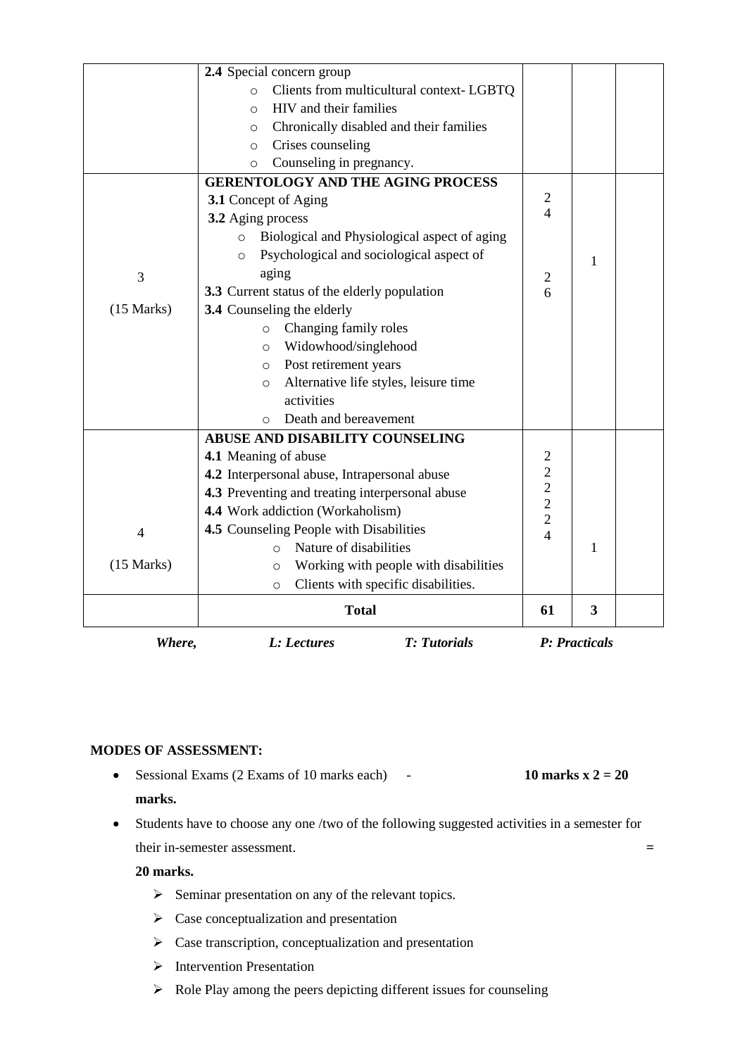| | | | | |
|---|---|---|---|---|
| | **2.4** Special concern group<br>○ Clients from multicultural context- LGBTQ<br>○ HIV and their families<br>○ Chronically disabled and their families<br>○ Crises counseling<br>○ Counseling in pregnancy. | | | |
| 3<br><br>(15 Marks) | **GERENTOLOGY AND THE AGING PROCESS**<br>**3.1** Concept of Aging<br>**3.2** Aging process<br>○ Biological and Physiological aspect of aging<br>○ Psychological and sociological aspect of aging<br>**3.3** Current status of the elderly population<br>**3.4** Counseling the elderly<br>○ Changing family roles<br>○ Widowhood/singlehood<br>○ Post retirement years<br>○ Alternative life styles, leisure time activities<br>○ Death and bereavement | 2<br>4<br><br><br>2<br>6 | 1 | |
| 4<br><br>(15 Marks) | **ABUSE AND DISABILITY COUNSELING**<br>**4.1** Meaning of abuse<br>**4.2** Interpersonal abuse, Intrapersonal abuse<br>**4.3** Preventing and treating interpersonal abuse<br>**4.4** Work addiction (Workaholism)<br>**4.5** Counseling People with Disabilities<br>○ Nature of disabilities<br>○ Working with people with disabilities<br>○ Clients with specific disabilities. | 2<br>2<br>2<br>2<br>2<br>4 | 1 | |
| | **Total** | **61** | **3** | |

*Where,* *L: Lectures* *T: Tutorials* *P: Practicals*

**MODES OF ASSESSMENT:**

- Sessional Exams (2 Exams of 10 marks each) - **10 marks x 2 = 20 marks.**
- Students have to choose any one /two of the following suggested activities in a semester for their in-semester assessment. = **20 marks.**
  - ➢ Seminar presentation on any of the relevant topics.
  - ➢ Case conceptualization and presentation
  - ➢ Case transcription, conceptualization and presentation
  - ➢ Intervention Presentation
  - ➢ Role Play among the peers depicting different issues for counseling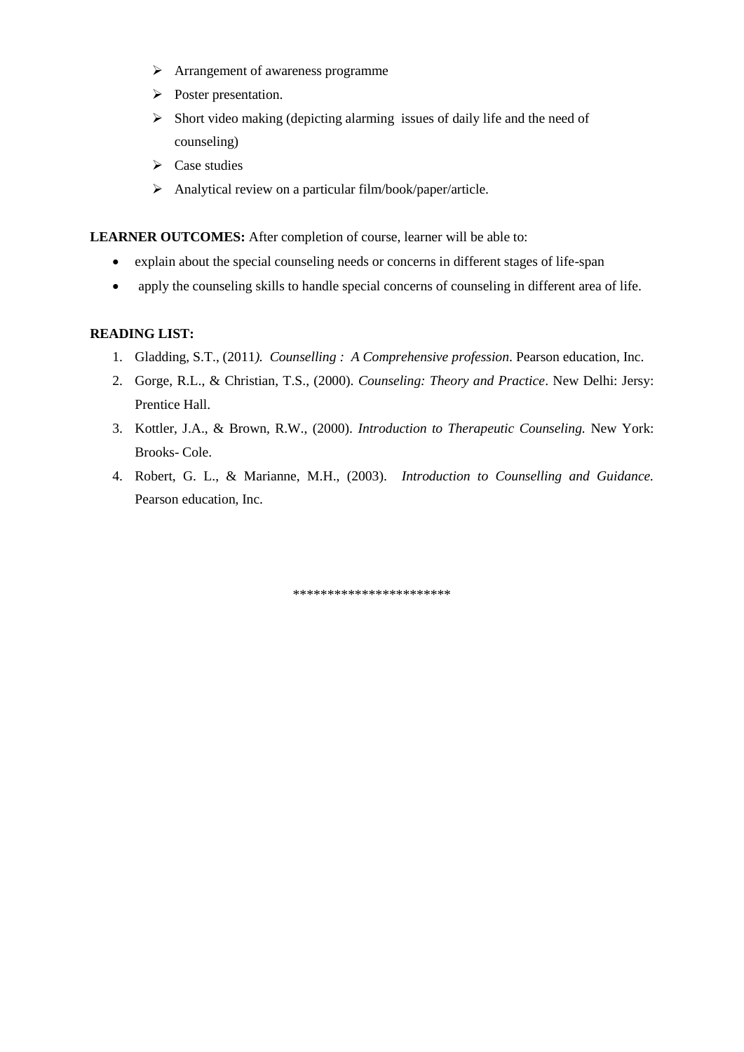- Arrangement of awareness programme
- Poster presentation.
- Short video making (depicting alarming issues of daily life and the need of counseling)
- Case studies
- Analytical review on a particular film/book/paper/article.

**LEARNER OUTCOMES:** After completion of course, learner will be able to:

- explain about the special counseling needs or concerns in different stages of life-span
- apply the counseling skills to handle special concerns of counseling in different area of life.

**READING LIST:**

1. Gladding, S.T., (2011*). Counselling : A Comprehensive profession*. Pearson education, Inc.
2. Gorge, R.L., & Christian, T.S., (2000). *Counseling: Theory and Practice*. New Delhi: Jersy: Prentice Hall.
3. Kottler, J.A., & Brown, R.W., (2000). *Introduction to Therapeutic Counseling.* New York: Brooks- Cole.
4. Robert, G. L., & Marianne, M.H., (2003). *Introduction to Counselling and Guidance.* Pearson education, Inc.

**********************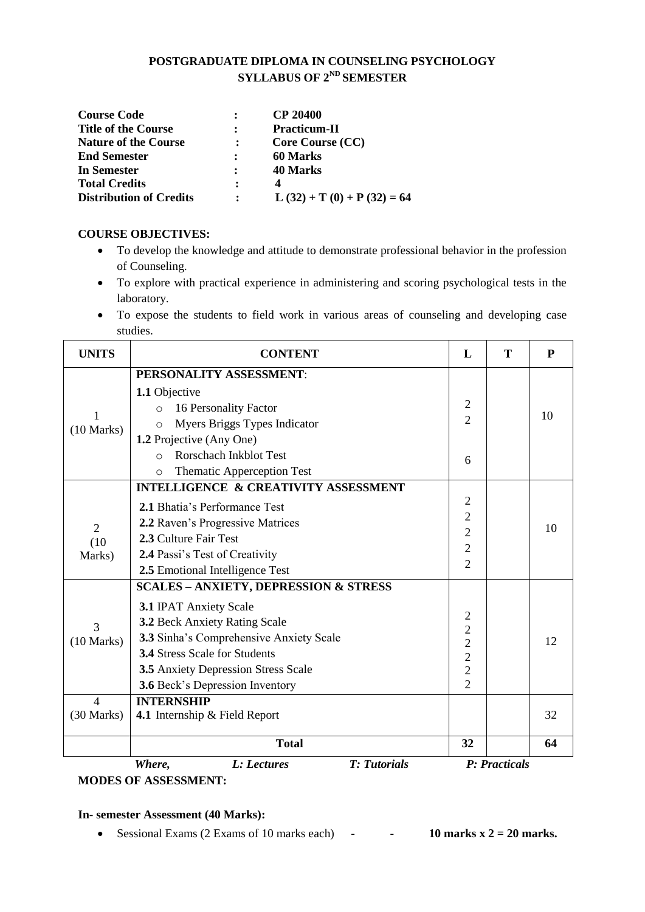# POSTGRADUATE DIPLOMA IN COUNSELING PSYCHOLOGY
## SYLLABUS OF 2ND SEMESTER

| | | |
|---|---|---|
| **Course Code** | : | **CP 20400** |
| **Title of the Course** | : | **Practicum-II** |
| **Nature of the Course** | : | **Core Course (CC)** |
| **End Semester** | : | **60 Marks** |
| **In Semester** | : | **40 Marks** |
| **Total Credits** | : | **4** |
| **Distribution of Credits** | : | **L (32) + T (0) + P (32) = 64** |

**COURSE OBJECTIVES:**

- To develop the knowledge and attitude to demonstrate professional behavior in the profession of Counseling.
- To explore with practical experience in administering and scoring psychological tests in the laboratory.
- To expose the students to field work in various areas of counseling and developing case studies.

| UNITS | CONTENT | L | T | P |
|---|---|---|---|---|
| 1 (10 Marks) | **PERSONALITY ASSESSMENT**:<br>**1.1** Objective<br>○ 16 Personality Factor<br>○ Myers Briggs Types Indicator<br>**1.2** Projective (Any One)<br>○ Rorschach Inkblot Test<br>○ Thematic Apperception Test | 2<br>2<br><br>6 | | 10 |
| 2 (10 Marks) | **INTELLIGENCE & CREATIVITY ASSESSMENT**<br>**2.1** Bhatia's Performance Test<br>**2.2** Raven's Progressive Matrices<br>**2.3** Culture Fair Test<br>**2.4** Passi's Test of Creativity<br>**2.5** Emotional Intelligence Test | 2<br>2<br>2<br>2<br>2 | | 10 |
| 3 (10 Marks) | **SCALES – ANXIETY, DEPRESSION & STRESS**<br>**3.1** IPAT Anxiety Scale<br>**3.2** Beck Anxiety Rating Scale<br>**3.3** Sinha's Comprehensive Anxiety Scale<br>**3.4** Stress Scale for Students<br>**3.5** Anxiety Depression Stress Scale<br>**3.6** Beck's Depression Inventory | 2<br>2<br>2<br>2<br>2<br>2 | | 12 |
| 4 (30 Marks) | **INTERNSHIP**<br>**4.1** Internship & Field Report | | | 32 |
| | **Total** | **32** | | **64** |

*Where, L: Lectures T: Tutorials P: Practicals*

**MODES OF ASSESSMENT:**

**In- semester Assessment (40 Marks):**

- Sessional Exams (2 Exams of 10 marks each) - - **10 marks x 2 = 20 marks.**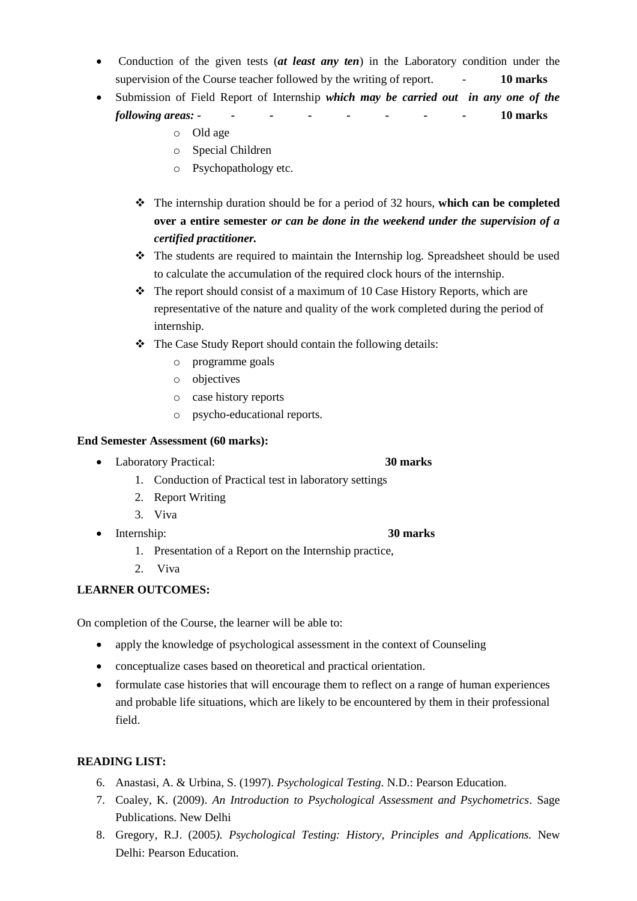- Conduction of the given tests (***at least any ten***) in the Laboratory condition under the supervision of the Course teacher followed by the writing of report. - **10 marks**
- Submission of Field Report of Internship ***which may be carried out in any one of the following areas:*** - - - - - - - - **10 marks**
    - Old age
    - Special Children
    - Psychopathology etc.

    - The internship duration should be for a period of 32 hours, **which can be completed over a entire semester** ***or can be done in the weekend under the supervision of a certified practitioner.***
    - The students are required to maintain the Internship log. Spreadsheet should be used to calculate the accumulation of the required clock hours of the internship.
    - The report should consist of a maximum of 10 Case History Reports, which are representative of the nature and quality of the work completed during the period of internship.
    - The Case Study Report should contain the following details:
        - programme goals
        - objectives
        - case history reports
        - psycho-educational reports.

**End Semester Assessment (60 marks):**

- Laboratory Practical: **30 marks**
    1. Conduction of Practical test in laboratory settings
    2. Report Writing
    3. Viva
- Internship: **30 marks**
    1. Presentation of a Report on the Internship practice,
    2. Viva

**LEARNER OUTCOMES:**

On completion of the Course, the learner will be able to:

- apply the knowledge of psychological assessment in the context of Counseling
- conceptualize cases based on theoretical and practical orientation.
- formulate case histories that will encourage them to reflect on a range of human experiences and probable life situations, which are likely to be encountered by them in their professional field.

**READING LIST:**

6. Anastasi, A. & Urbina, S. (1997). *Psychological Testing*. N.D.: Pearson Education.
7. Coaley, K. (2009). *An Introduction to Psychological Assessment and Psychometrics*. Sage Publications. New Delhi
8. Gregory, R.J. (2005*). Psychological Testing: History, Principles and Applications.* New Delhi: Pearson Education.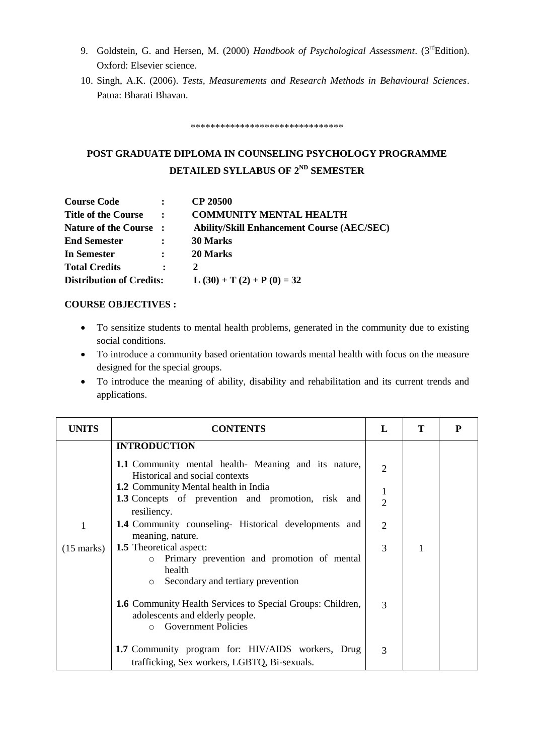9. Goldstein, G. and Hersen, M. (2000) *Handbook of Psychological Assessment*. (3rd Edition). Oxford: Elsevier science.
10. Singh, A.K. (2006). *Tests, Measurements and Research Methods in Behavioural Sciences*. Patna: Bharati Bhavan.

******************************

## POST GRADUATE DIPLOMA IN COUNSELING PSYCHOLOGY PROGRAMME
## DETAILED SYLLABUS OF 2ND SEMESTER

| | | |
|---|---|---|
| **Course Code** | **:** | **CP 20500** |
| **Title of the Course** | **:** | **COMMUNITY MENTAL HEALTH** |
| **Nature of the Course** | **:** | **Ability/Skill Enhancement Course (AEC/SEC)** |
| **End Semester** | **:** | **30 Marks** |
| **In Semester** | **:** | **20 Marks** |
| **Total Credits** | **:** | **2** |
| **Distribution of Credits:** | | **L (30) + T (2) + P (0) = 32** |

**COURSE OBJECTIVES :**

- To sensitize students to mental health problems, generated in the community due to existing social conditions.
- To introduce a community based orientation towards mental health with focus on the measure designed for the special groups.
- To introduce the meaning of ability, disability and rehabilitation and its current trends and applications.

| UNITS | CONTENTS | L | T | P |
|---|---|---|---|---|
| 1<br>(15 marks) | **INTRODUCTION** | | | |
| | **1.1** Community mental health- Meaning and its nature, Historical and social contexts | 2 | | |
| | **1.2** Community Mental health in India | 1 | | |
| | **1.3** Concepts of prevention and promotion, risk and resiliency. | 2 | | |
| | **1.4** Community counseling- Historical developments and meaning, nature. | 2 | | |
| | **1.5** Theoretical aspect:<br>○ Primary prevention and promotion of mental health<br>○ Secondary and tertiary prevention | 3 | 1 | |
| | **1.6** Community Health Services to Special Groups: Children, adolescents and elderly people.<br>○ Government Policies | 3 | | |
| | **1.7** Community program for: HIV/AIDS workers, Drug trafficking, Sex workers, LGBTQ, Bi-sexuals. | 3 | | |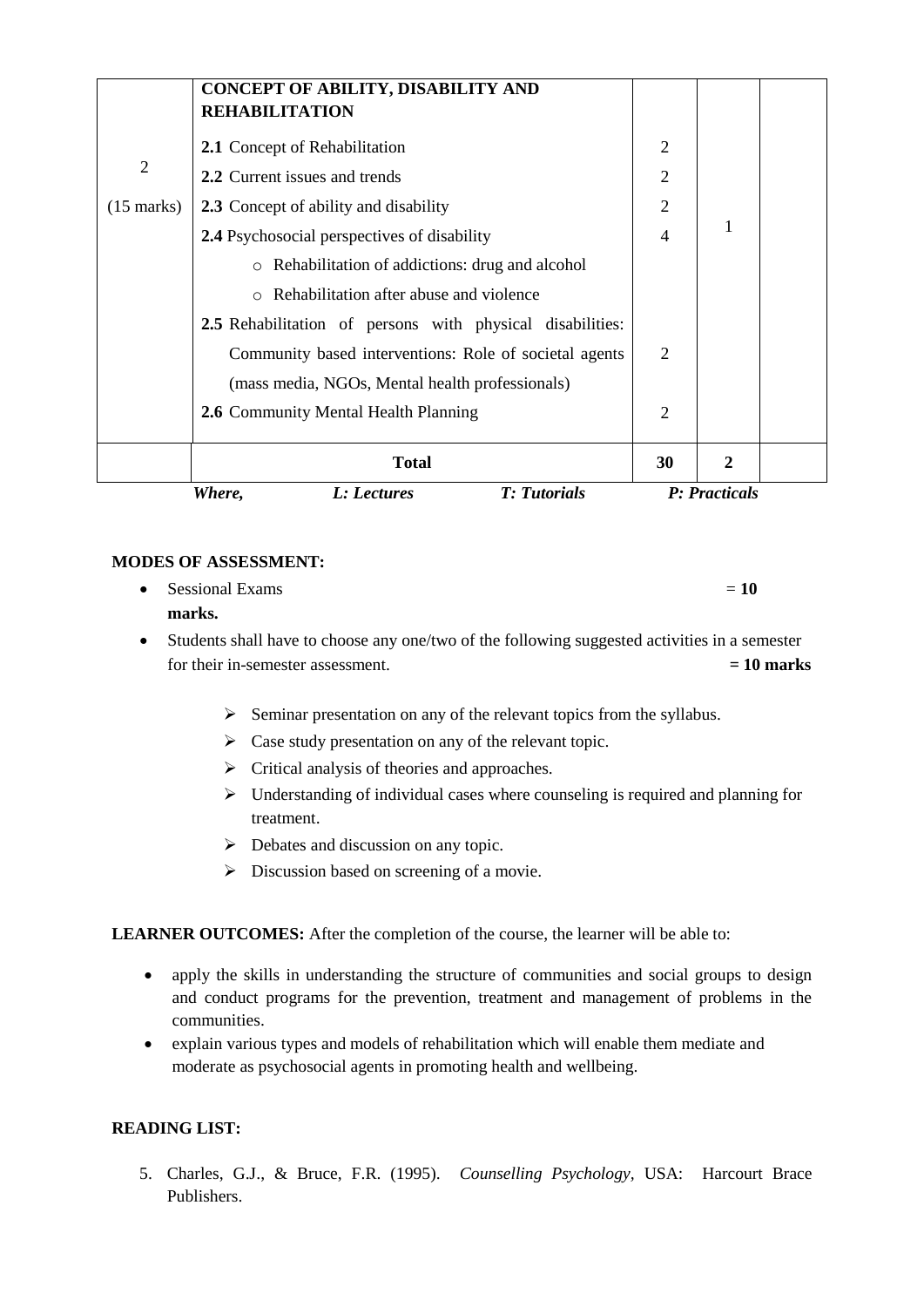| | | | | |
|---|---|---|---|---|
| 2<br><br>(15 marks) | **CONCEPT OF ABILITY, DISABILITY AND REHABILITATION**<br><br>**2.1** Concept of Rehabilitation<br>**2.2** Current issues and trends<br>**2.3** Concept of ability and disability<br>**2.4** Psychosocial perspectives of disability<br>○ Rehabilitation of addictions: drug and alcohol<br>○ Rehabilitation after abuse and violence<br>**2.5** Rehabilitation of persons with physical disabilities: Community based interventions: Role of societal agents (mass media, NGOs, Mental health professionals)<br>**2.6** Community Mental Health Planning | <br><br>2<br>2<br>2<br>4<br><br><br><br>2<br><br>2 | 1 | |
| | **Total** | **30** | **2** | |

*Where,* *L: Lectures* *T: Tutorials* *P: Practicals*

**MODES OF ASSESSMENT:**

- Sessional Exams = **10 marks.**
- Students shall have to choose any one/two of the following suggested activities in a semester for their in-semester assessment. **= 10 marks**
  - Seminar presentation on any of the relevant topics from the syllabus.
  - Case study presentation on any of the relevant topic.
  - Critical analysis of theories and approaches.
  - Understanding of individual cases where counseling is required and planning for treatment.
  - Debates and discussion on any topic.
  - Discussion based on screening of a movie.

**LEARNER OUTCOMES:** After the completion of the course, the learner will be able to:

- apply the skills in understanding the structure of communities and social groups to design and conduct programs for the prevention, treatment and management of problems in the communities.
- explain various types and models of rehabilitation which will enable them mediate and moderate as psychosocial agents in promoting health and wellbeing.

**READING LIST:**

5. Charles, G.J., & Bruce, F.R. (1995). *Counselling Psychology*, USA: Harcourt Brace Publishers.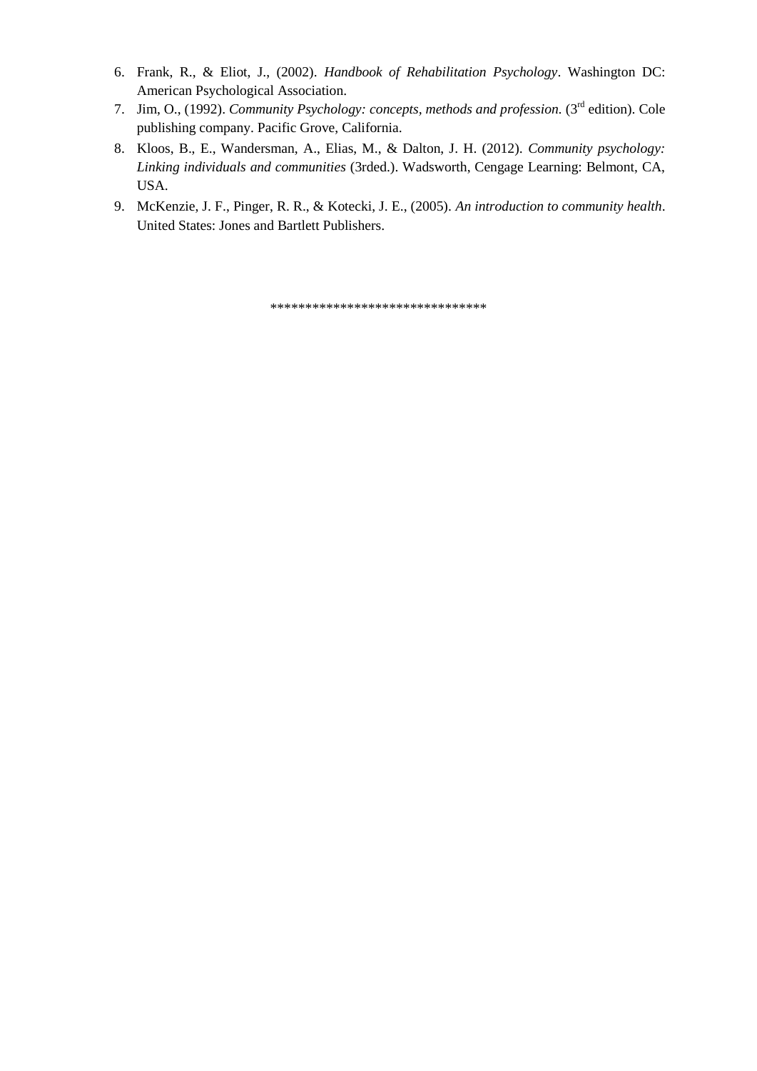6. Frank, R., & Eliot, J., (2002). *Handbook of Rehabilitation Psychology*. Washington DC: American Psychological Association.
7. Jim, O., (1992). *Community Psychology: concepts, methods and profession.* (3rd edition). Cole publishing company. Pacific Grove, California.
8. Kloos, B., E., Wandersman, A., Elias, M., & Dalton, J. H. (2012). *Community psychology: Linking individuals and communities* (3rded.). Wadsworth, Cengage Learning: Belmont, CA, USA.
9. McKenzie, J. F., Pinger, R. R., & Kotecki, J. E., (2005). *An introduction to community health*. United States: Jones and Bartlett Publishers.

******************************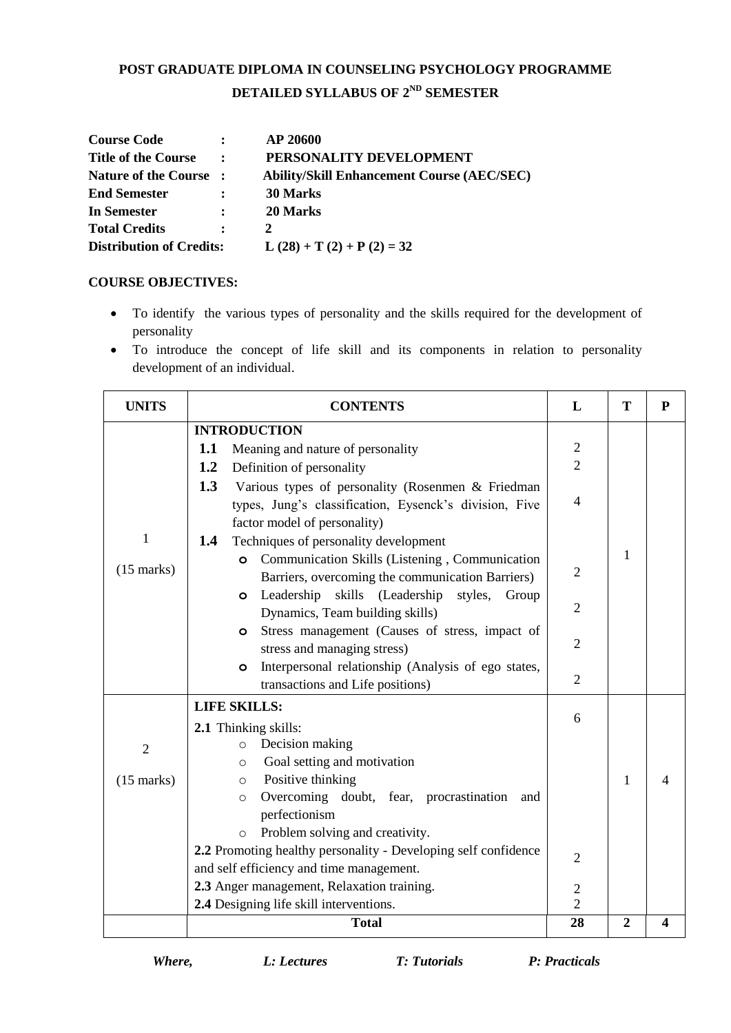# POST GRADUATE DIPLOMA IN COUNSELING PSYCHOLOGY PROGRAMME

## DETAILED SYLLABUS OF 2ND SEMESTER

**Course Code** : **AP 20600**
**Title of the Course** : **PERSONALITY DEVELOPMENT**
**Nature of the Course** : **Ability/Skill Enhancement Course (AEC/SEC)**
**End Semester** : **30 Marks**
**In Semester** : **20 Marks**
**Total Credits** : **2**
**Distribution of Credits:** **L (28) + T (2) + P (2) = 32**

**COURSE OBJECTIVES:**

- To identify the various types of personality and the skills required for the development of personality
- To introduce the concept of life skill and its components in relation to personality development of an individual.

| UNITS | CONTENTS | L | T | P |
|---|---|---|---|---|
| 1 (15 marks) | **INTRODUCTION**<br>**1.1** Meaning and nature of personality<br>**1.2** Definition of personality<br>**1.3** Various types of personality (Rosenmen & Friedman types, Jung's classification, Eysenck's division, Five factor model of personality)<br>**1.4** Techniques of personality development<br>○ Communication Skills (Listening , Communication Barriers, overcoming the communication Barriers)<br>○ Leadership skills (Leadership styles, Group Dynamics, Team building skills)<br>○ Stress management (Causes of stress, impact of stress and managing stress)<br>○ Interpersonal relationship (Analysis of ego states, transactions and Life positions) | <br>2<br>2<br>4<br><br>2<br>2<br>2<br>2 | 1 | |
| 2 (15 marks) | **LIFE SKILLS:**<br>**2.1** Thinking skills:<br>○ Decision making<br>○ Goal setting and motivation<br>○ Positive thinking<br>○ Overcoming doubt, fear, procrastination and perfectionism<br>○ Problem solving and creativity.<br>**2.2** Promoting healthy personality - Developing self confidence and self efficiency and time management.<br>**2.3** Anger management, Relaxation training.<br>**2.4** Designing life skill interventions. | 6<br><br><br><br><br><br>2<br>2<br>2 | 1 | 4 |
| | **Total** | **28** | **2** | **4** |

*Where, L: Lectures T: Tutorials P: Practicals*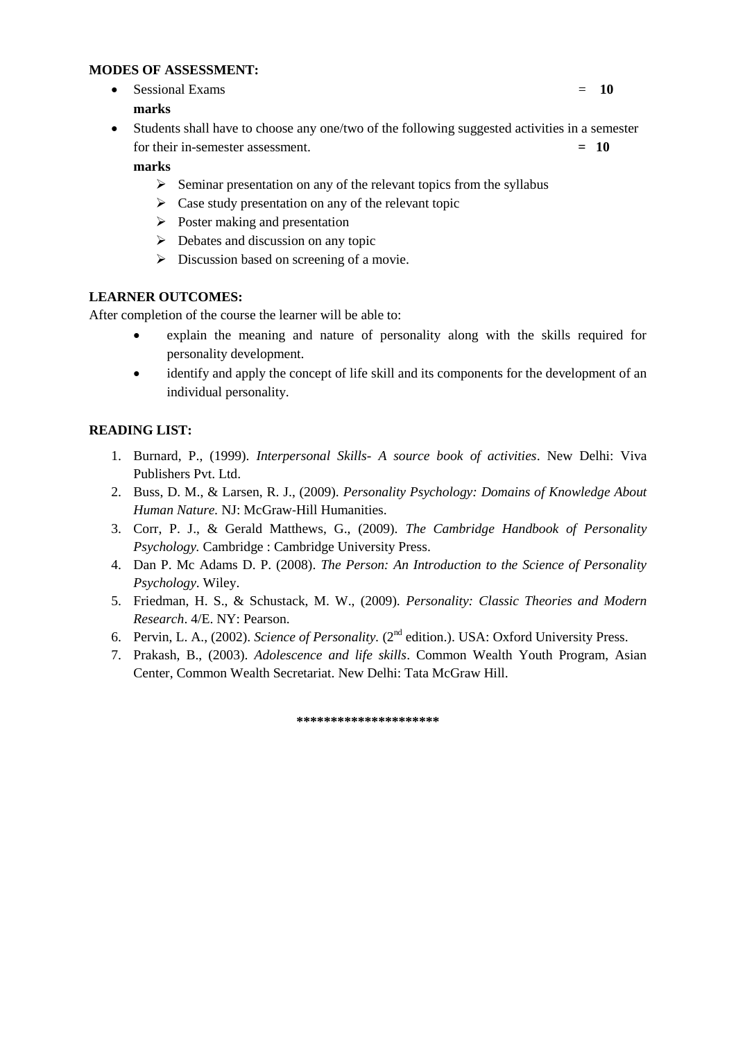**MODES OF ASSESSMENT:**

- Sessional Exams = **10 marks**
- Students shall have to choose any one/two of the following suggested activities in a semester for their in-semester assessment. **= 10 marks**
    - ➢ Seminar presentation on any of the relevant topics from the syllabus
    - ➢ Case study presentation on any of the relevant topic
    - ➢ Poster making and presentation
    - ➢ Debates and discussion on any topic
    - ➢ Discussion based on screening of a movie.

**LEARNER OUTCOMES:**

After completion of the course the learner will be able to:

- explain the meaning and nature of personality along with the skills required for personality development.
- identify and apply the concept of life skill and its components for the development of an individual personality.

**READING LIST:**

1. Burnard, P., (1999). *Interpersonal Skills- A source book of activities*. New Delhi: Viva Publishers Pvt. Ltd.
2. Buss, D. M., & Larsen, R. J., (2009). *Personality Psychology: Domains of Knowledge About Human Nature.* NJ: McGraw-Hill Humanities.
3. Corr, P. J., & Gerald Matthews, G., (2009). *The Cambridge Handbook of Personality Psychology.* Cambridge : Cambridge University Press.
4. Dan P. Mc Adams D. P. (2008). *The Person: An Introduction to the Science of Personality Psychology*. Wiley.
5. Friedman, H. S., & Schustack, M. W., (2009). *Personality: Classic Theories and Modern Research*. 4/E. NY: Pearson.
6. Pervin, L. A., (2002). *Science of Personality.* (2nd edition.). USA: Oxford University Press.
7. Prakash, B., (2003). *Adolescence and life skills*. Common Wealth Youth Program, Asian Center, Common Wealth Secretariat. New Delhi: Tata McGraw Hill.

********************